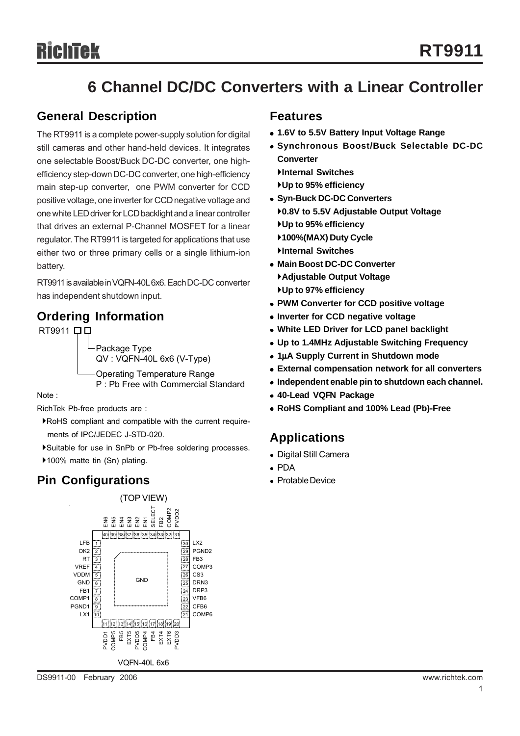# 6 Channel DC/DC Converters with a Linear Controller

## General Description

The RT9911 is a complete power-supply solution for digital still cameras and other hand-held devices. It integrates one selectable Boost/Buck DC-DC converter, one high-efficiency step-down DC-DC converter, one high-efficiency main step-up converter, one PWM converter for CCD positive voltage, one inverter for CCD negative voltage and one white LED driver for LCD backlight and a linear controller that drives an external P-Channel MOSFET for a linear regulator. The RT9911 is targeted for applications that use either two or three primary cells or a single lithium-ion battery.

RT9911 is available in VQFN-40L 6x6. Each DC-DC converter has independent shutdown input.

## Ordering Information

RT9911 □□

- Package Type
  QV : VQFN-40L 6x6 (V-Type)
- Operating Temperature Range
  P : Pb Free with Commercial Standard

Note :

RichTek Pb-free products are :

- RoHS compliant and compatible with the current requirements of IPC/JEDEC J-STD-020.
- Suitable for use in SnPb or Pb-free soldering processes.
- 100% matte tin (Sn) plating.

## Pin Configurations

(TOP VIEW)

| Pin | Name | Pin | Name |
|---|---|---|---|
| 1 | LFB | 21 | COMP6 |
| 2 | OK2 | 22 | CFB6 |
| 3 | RT | 23 | VFB6 |
| 4 | VREF | 24 | DRP3 |
| 5 | VDDM | 25 | DRN3 |
| 6 | GND | 26 | CS3 |
| 7 | FB1 | 27 | COMP3 |
| 8 | COMP1 | 28 | FB3 |
| 9 | PGND1 | 29 | PGND2 |
| 10 | LX1 | 30 | LX2 |
| 11 | PVDD1 | 31 | PVDD2 |
| 12 | COMP5 | 32 | COMP2 |
| 13 | FB5 | 33 | FB2 |
| 14 | EXT5 | 34 | SELECT |
| 15 | PVDD5 | 35 | EN1 |
| 16 | COMP4 | 36 | EN2 |
| 17 | FB4 | 37 | EN3 |
| 18 | EXT4 | 38 | EN4 |
| 19 | EXT6 | 39 | EN5 |
| 20 | PVDD3 | 40 | EN6 |

Exposed pad: GND

VQFN-40L 6x6

## Features

- **1.6V to 5.5V Battery Input Voltage Range**
- **Synchronous Boost/Buck Selectable DC-DC Converter**
  - **Internal Switches**
  - **Up to 95% efficiency**
- **Syn-Buck DC-DC Converters**
  - **0.8V to 5.5V Adjustable Output Voltage**
  - **Up to 95% efficiency**
  - **100%(MAX) Duty Cycle**
  - **Internal Switches**
- **Main Boost DC-DC Converter**
  - **Adjustable Output Voltage**
  - **Up to 97% efficiency**
- **PWM Converter for CCD positive voltage**
- **Inverter for CCD negative voltage**
- **White LED Driver for LCD panel backlight**
- **Up to 1.4MHz Adjustable Switching Frequency**
- **1μA Supply Current in Shutdown mode**
- **External compensation network for all converters**
- **Independent enable pin to shutdown each channel.**
- **40-Lead VQFN Package**
- **RoHS Compliant and 100% Lead (Pb)-Free**

## Applications

- Digital Still Camera
- PDA
- Protable Device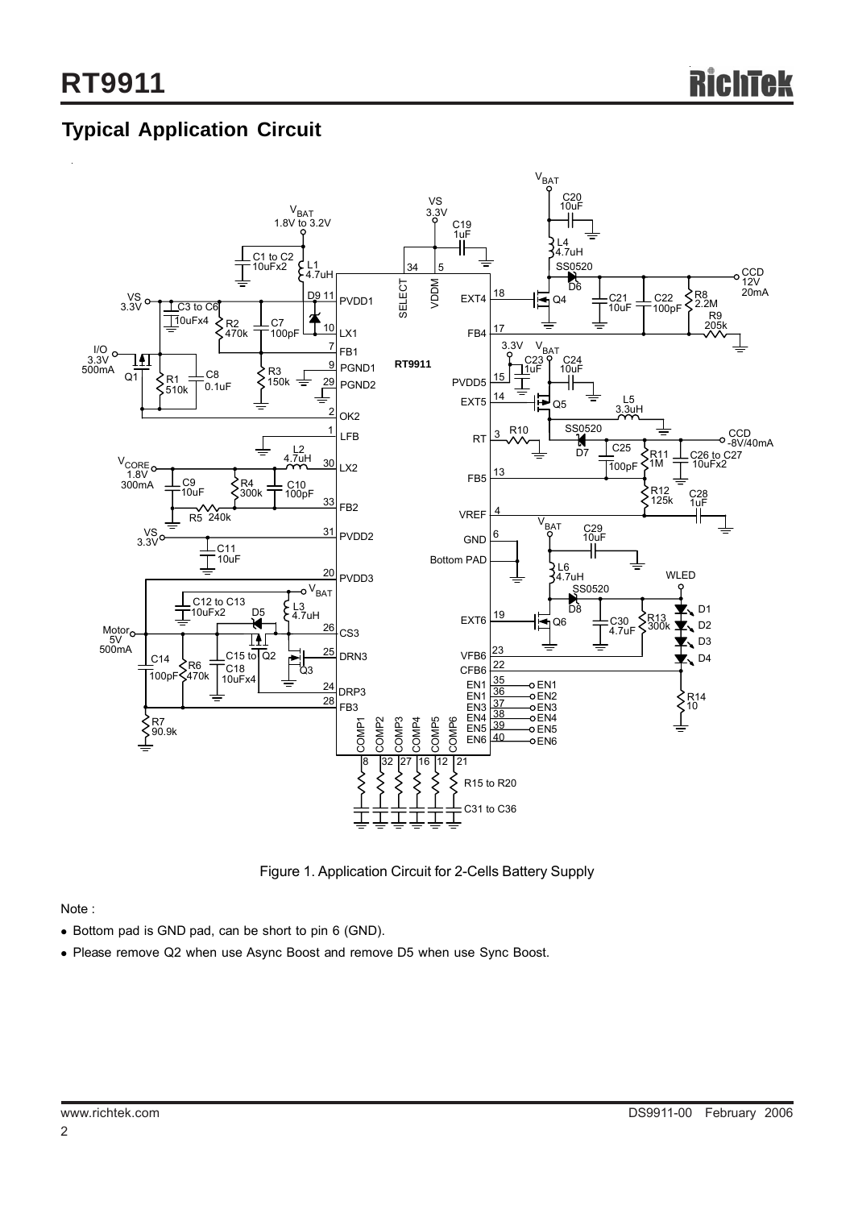## Typical Application Circuit

Figure 1. Application Circuit for 2-Cells Battery Supply

Note :

- Bottom pad is GND pad, can be short to pin 6 (GND).
- Please remove Q2 when use Async Boost and remove D5 when use Sync Boost.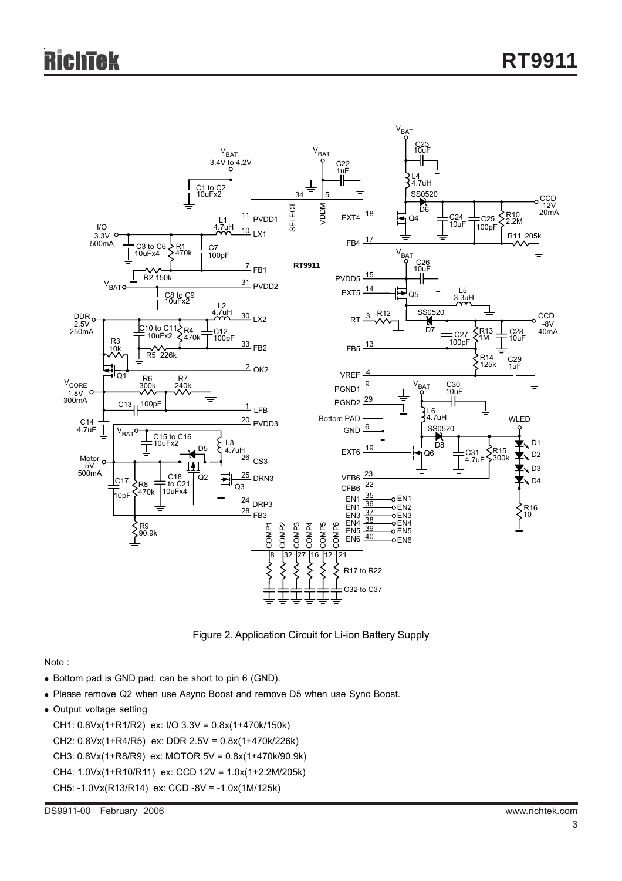Figure 2. Application Circuit for Li-ion Battery Supply

Note :

- Bottom pad is GND pad, can be short to pin 6 (GND).
- Please remove Q2 when use Async Boost and remove D5 when use Sync Boost.
- Output voltage setting

  CH1: 0.8Vx(1+R1/R2) ex: I/O 3.3V = 0.8x(1+470k/150k)

  CH2: 0.8Vx(1+R4/R5) ex: DDR 2.5V = 0.8x(1+470k/226k)

  CH3: 0.8Vx(1+R8/R9) ex: MOTOR 5V = 0.8x(1+470k/90.9k)

  CH4: 1.0Vx(1+R10/R11) ex: CCD 12V = 1.0x(1+2.2M/205k)

  CH5: -1.0Vx(R13/R14) ex: CCD -8V = -1.0x(1M/125k)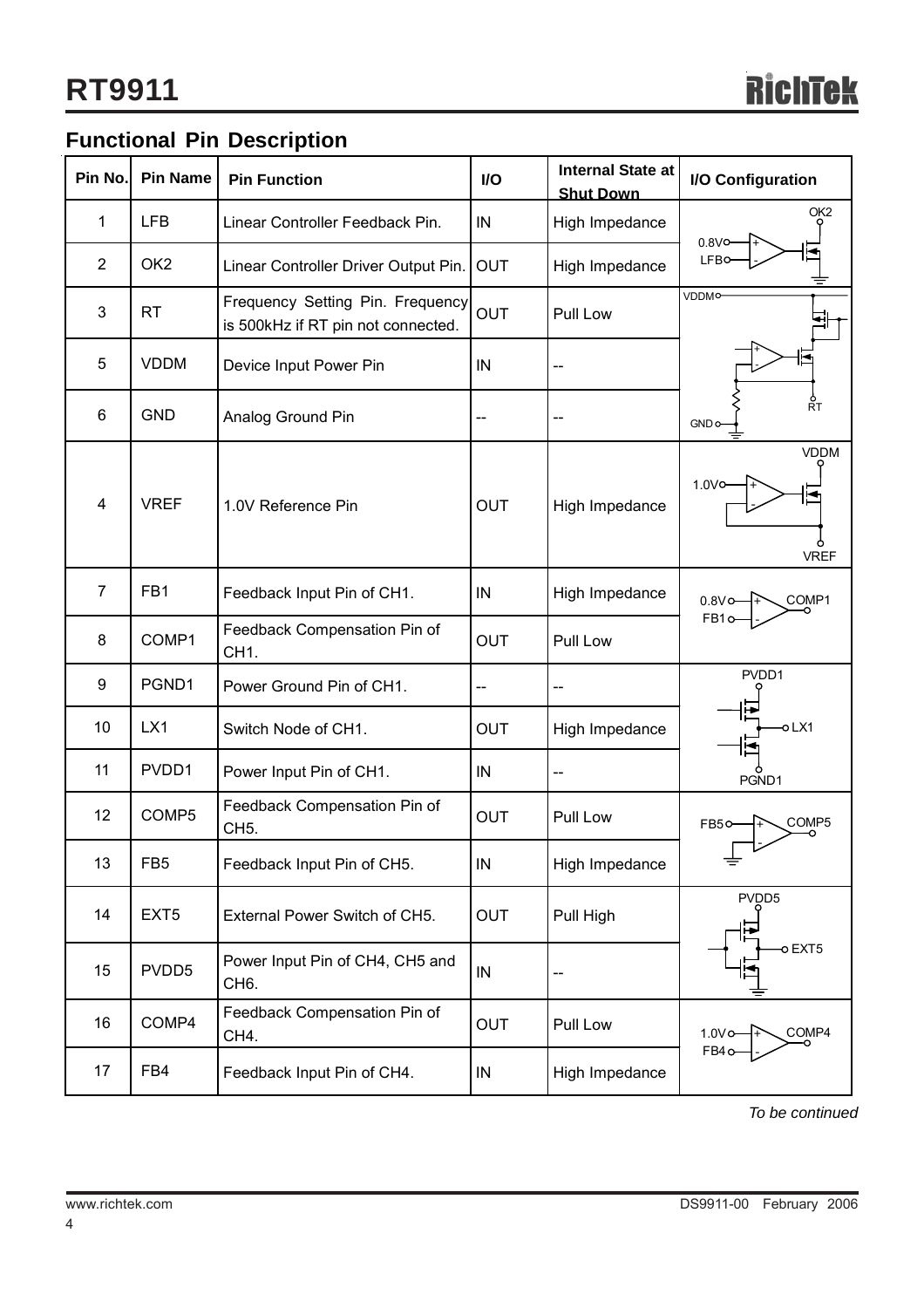## Functional Pin Description

| Pin No. | Pin Name | Pin Function | I/O | Internal State at Shut Down | I/O Configuration |
|---|---|---|---|---|---|
| 1 | LFB | Linear Controller Feedback Pin. | IN | High Impedance | OK2, 0.8V, LFB |
| 2 | OK2 | Linear Controller Driver Output Pin. | OUT | High Impedance | |
| 3 | RT | Frequency Setting Pin. Frequency is 500kHz if RT pin not connected. | OUT | Pull Low | VDDM, RT, GND |
| 5 | VDDM | Device Input Power Pin | IN | -- | |
| 6 | GND | Analog Ground Pin | -- | -- | |
| 4 | VREF | 1.0V Reference Pin | OUT | High Impedance | VDDM, 1.0V, VREF |
| 7 | FB1 | Feedback Input Pin of CH1. | IN | High Impedance | 0.8V, FB1, COMP1 |
| 8 | COMP1 | Feedback Compensation Pin of CH1. | OUT | Pull Low | |
| 9 | PGND1 | Power Ground Pin of CH1. | -- | -- | PVDD1, LX1, PGND1 |
| 10 | LX1 | Switch Node of CH1. | OUT | High Impedance | |
| 11 | PVDD1 | Power Input Pin of CH1. | IN | -- | |
| 12 | COMP5 | Feedback Compensation Pin of CH5. | OUT | Pull Low | FB5, COMP5 |
| 13 | FB5 | Feedback Input Pin of CH5. | IN | High Impedance | |
| 14 | EXT5 | External Power Switch of CH5. | OUT | Pull High | PVDD5, EXT5 |
| 15 | PVDD5 | Power Input Pin of CH4, CH5 and CH6. | IN | -- | |
| 16 | COMP4 | Feedback Compensation Pin of CH4. | OUT | Pull Low | 1.0V, FB4, COMP4 |
| 17 | FB4 | Feedback Input Pin of CH4. | IN | High Impedance | |

*To be continued*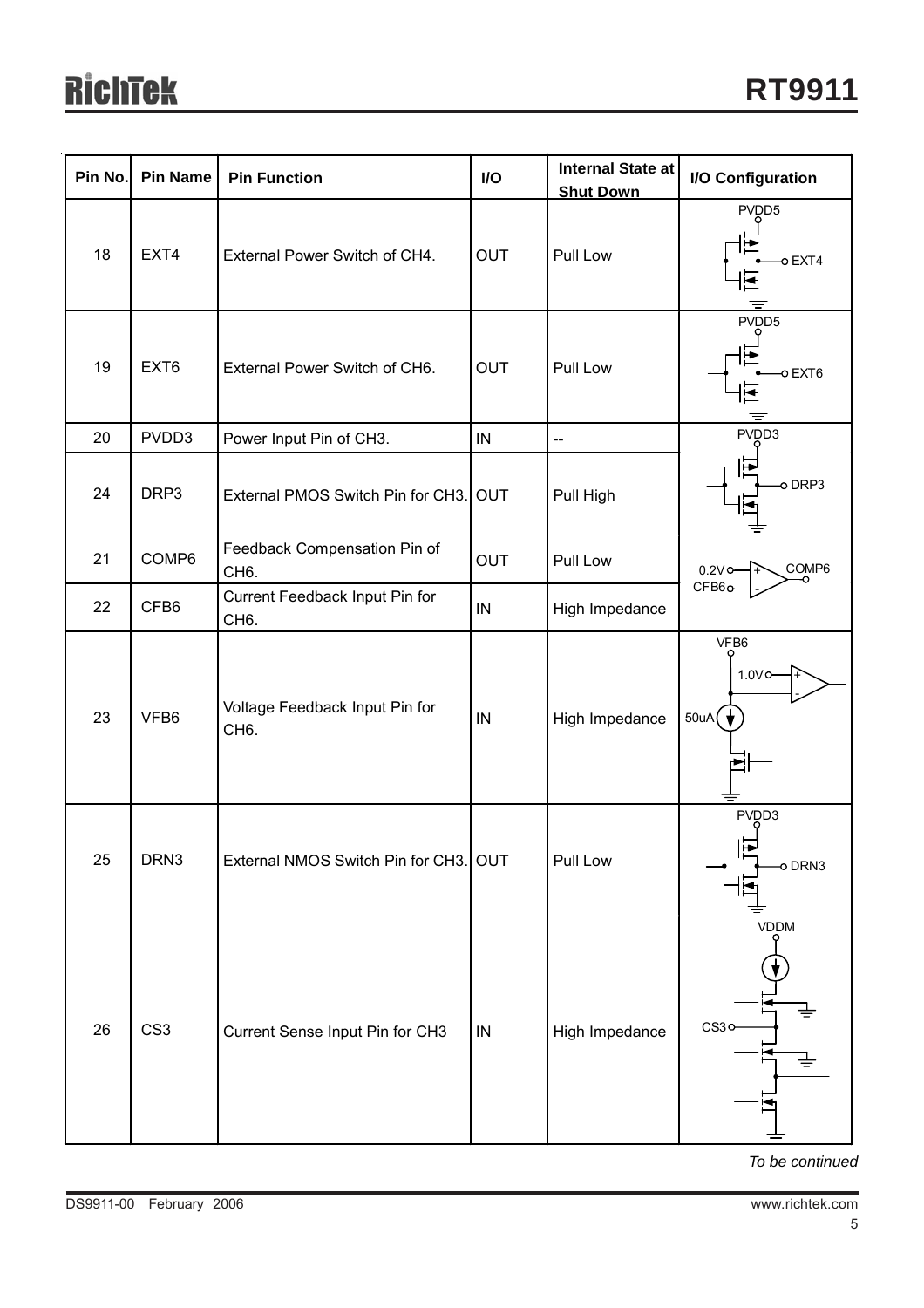| Pin No. | Pin Name | Pin Function | I/O | Internal State at Shut Down | I/O Configuration |
|---|---|---|---|---|---|
| 18 | EXT4 | External Power Switch of CH4. | OUT | Pull Low | PVDD5, EXT4 |
| 19 | EXT6 | External Power Switch of CH6. | OUT | Pull Low | PVDD5, EXT6 |
| 20 | PVDD3 | Power Input Pin of CH3. | IN | -- | PVDD3, DRP3 |
| 24 | DRP3 | External PMOS Switch Pin for CH3. | OUT | Pull High | |
| 21 | COMP6 | Feedback Compensation Pin of CH6. | OUT | Pull Low | 0.2V, CFB6, COMP6 |
| 22 | CFB6 | Current Feedback Input Pin for CH6. | IN | High Impedance | |
| 23 | VFB6 | Voltage Feedback Input Pin for CH6. | IN | High Impedance | VFB6, 1.0V, 50uA |
| 25 | DRN3 | External NMOS Switch Pin for CH3. | OUT | Pull Low | PVDD3, DRN3 |
| 26 | CS3 | Current Sense Input Pin for CH3 | IN | High Impedance | VDDM, CS3 |

*To be continued*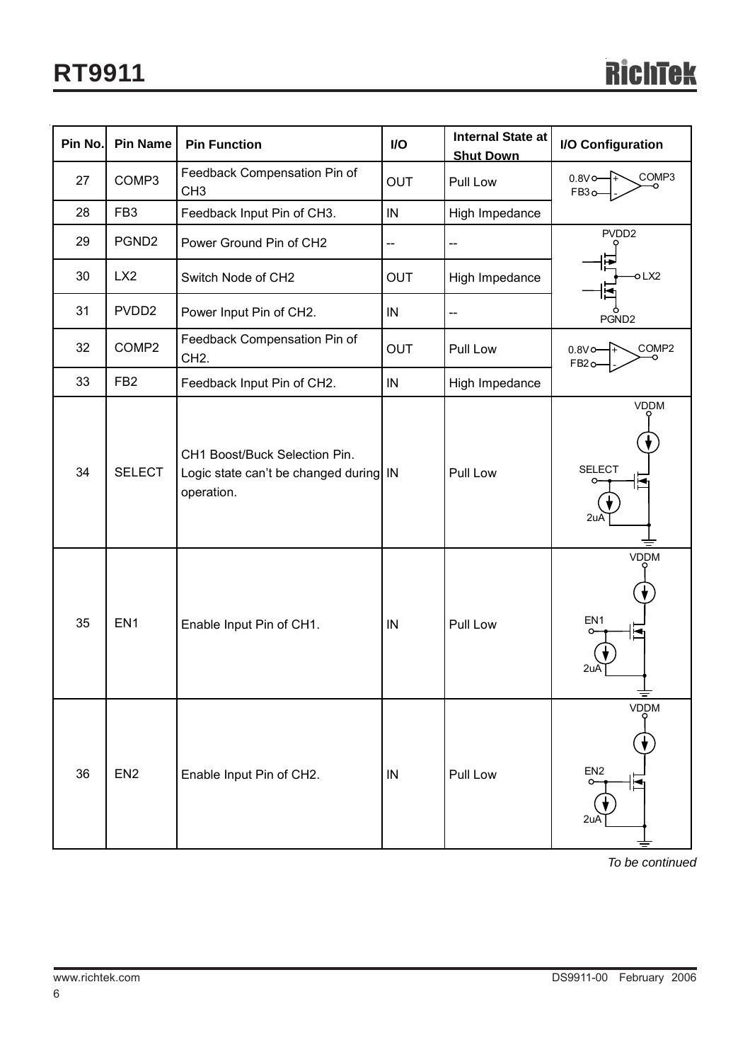| Pin No. | Pin Name | Pin Function | I/O | Internal State at Shut Down | I/O Configuration |
|---|---|---|---|---|---|
| 27 | COMP3 | Feedback Compensation Pin of CH3 | OUT | Pull Low | 0.8V, FB3, COMP3 |
| 28 | FB3 | Feedback Input Pin of CH3. | IN | High Impedance | |
| 29 | PGND2 | Power Ground Pin of CH2 | -- | -- | PVDD2, LX2, PGND2 |
| 30 | LX2 | Switch Node of CH2 | OUT | High Impedance | |
| 31 | PVDD2 | Power Input Pin of CH2. | IN | -- | |
| 32 | COMP2 | Feedback Compensation Pin of CH2. | OUT | Pull Low | 0.8V, FB2, COMP2 |
| 33 | FB2 | Feedback Input Pin of CH2. | IN | High Impedance | |
| 34 | SELECT | CH1 Boost/Buck Selection Pin. Logic state can't be changed during operation. | IN | Pull Low | VDDM, SELECT, 2uA |
| 35 | EN1 | Enable Input Pin of CH1. | IN | Pull Low | VDDM, EN1, 2uA |
| 36 | EN2 | Enable Input Pin of CH2. | IN | Pull Low | VDDM, EN2, 2uA |

*To be continued*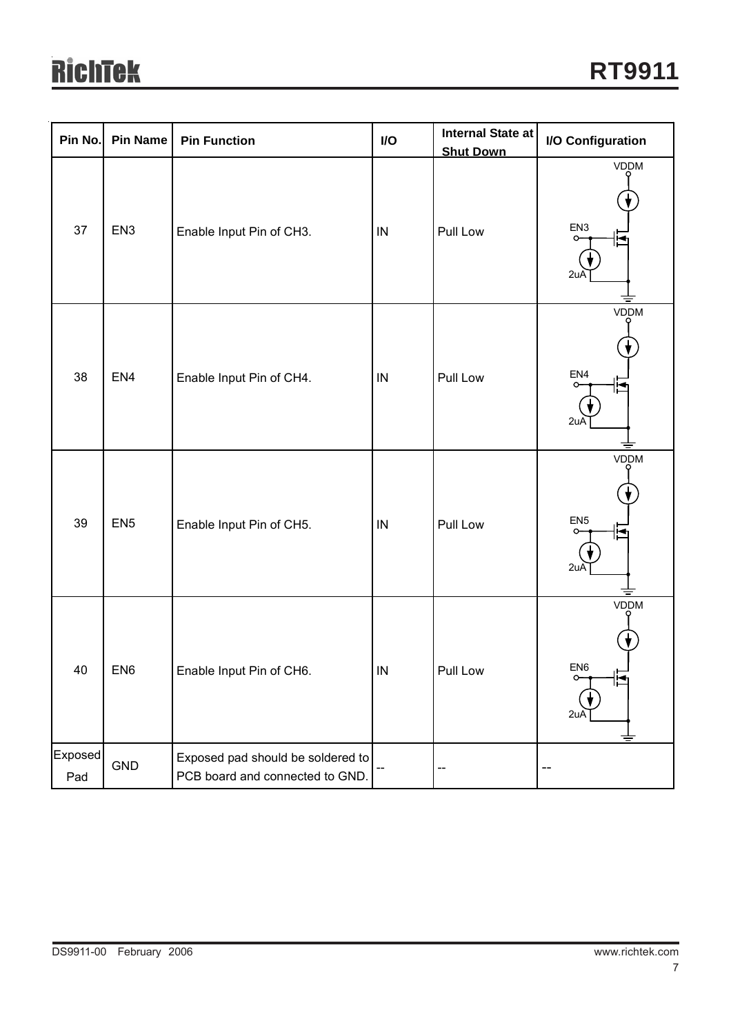| Pin No. | Pin Name | Pin Function | I/O | Internal State at Shut Down | I/O Configuration |
|---|---|---|---|---|---|
| 37 | EN3 | Enable Input Pin of CH3. | IN | Pull Low | VDDM<br>EN3<br>2uA |
| 38 | EN4 | Enable Input Pin of CH4. | IN | Pull Low | VDDM<br>EN4<br>2uA |
| 39 | EN5 | Enable Input Pin of CH5. | IN | Pull Low | VDDM<br>EN5<br>2uA |
| 40 | EN6 | Enable Input Pin of CH6. | IN | Pull Low | VDDM<br>EN6<br>2uA |
| Exposed Pad | GND | Exposed pad should be soldered to PCB board and connected to GND. | -- | -- | -- |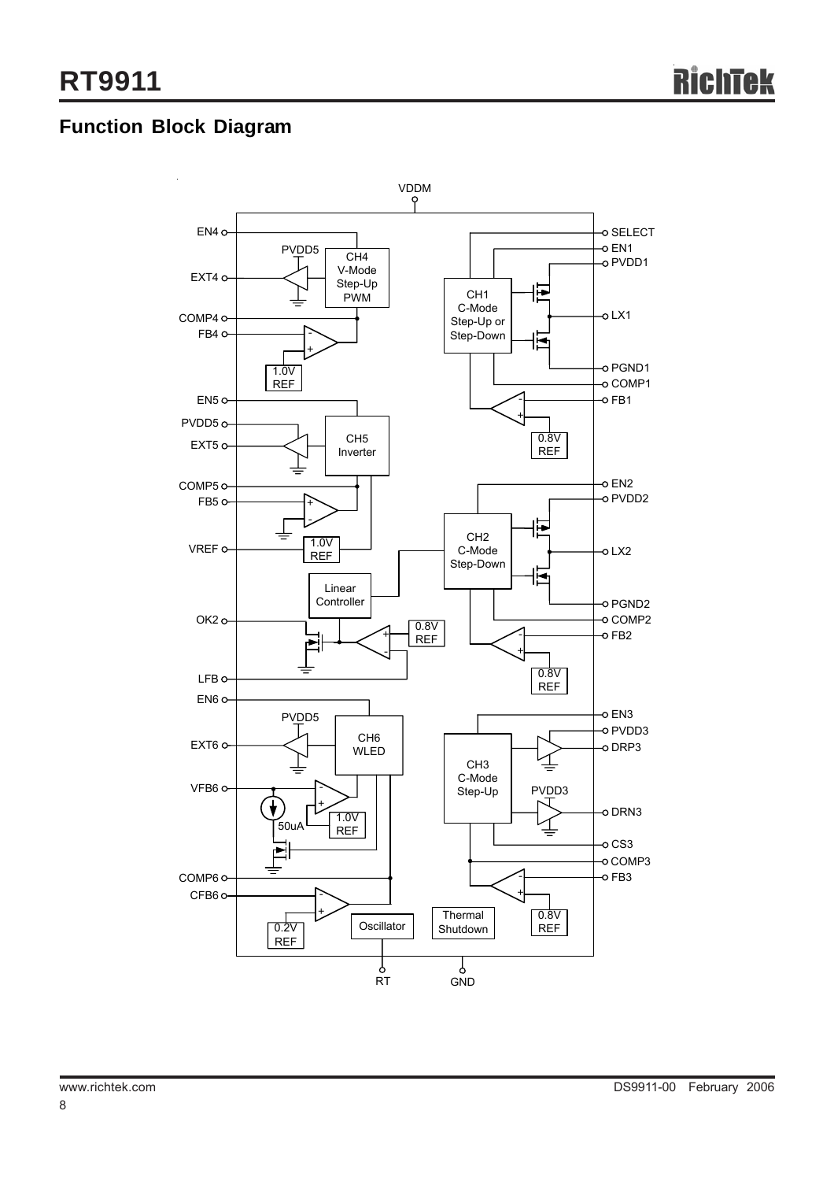## Function Block Diagram

VDDM

EN4
PVDD5
EXT4
COMP4
FB4
1.0V REF
CH4 V-Mode Step-Up PWM

EN5
PVDD5
EXT5
COMP5
FB5
VREF
1.0V REF
CH5 Inverter

Linear Controller
OK2
LFB
0.8V REF

EN6
PVDD5
EXT6
VFB6
50uA
1.0V REF
COMP6
CFB6
0.2V REF
CH6 WLED

SELECT
EN1
PVDD1
LX1
PGND1
COMP1
FB1
CH1 C-Mode Step-Up or Step-Down
0.8V REF

EN2
PVDD2
LX2
PGND2
COMP2
FB2
CH2 C-Mode Step-Down
0.8V REF

EN3
PVDD3
DRP3
PVDD3
DRN3
CS3
COMP3
FB3
CH3 C-Mode Step-Up
0.8V REF

Oscillator
Thermal Shutdown
RT
GND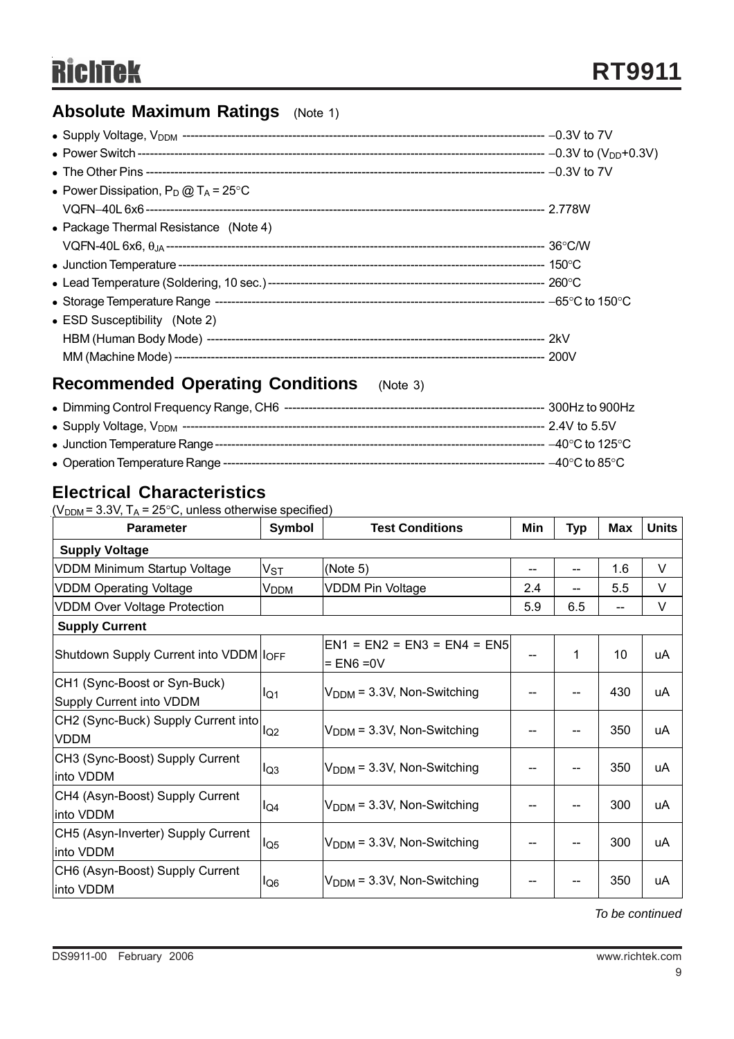## Absolute Maximum Ratings (Note 1)

- Supply Voltage, $V_{DDM}$ ---------------------------------------- −0.3V to 7V
- Power Switch ---------------------------------------- −0.3V to ($V_{DD}$+0.3V)
- The Other Pins ---------------------------------------- −0.3V to 7V
- Power Dissipation, $P_D$ @ $T_A$ = 25°C
  VQFN−40L 6x6 ---------------------------------------- 2.778W
- Package Thermal Resistance (Note 4)
  VQFN-40L 6x6, $\theta_{JA}$ ---------------------------------------- 36°C/W
- Junction Temperature ---------------------------------------- 150°C
- Lead Temperature (Soldering, 10 sec.) ---------------------------------------- 260°C
- Storage Temperature Range ---------------------------------------- −65°C to 150°C
- ESD Susceptibility (Note 2)
  HBM (Human Body Mode) ---------------------------------------- 2kV
  MM (Machine Mode) ---------------------------------------- 200V

## Recommended Operating Conditions (Note 3)

- Dimming Control Frequency Range, CH6 ---------------------------------------- 300Hz to 900Hz
- Supply Voltage, $V_{DDM}$ ---------------------------------------- 2.4V to 5.5V
- Junction Temperature Range ---------------------------------------- −40°C to 125°C
- Operation Temperature Range ---------------------------------------- −40°C to 85°C

## Electrical Characteristics

($V_{DDM}$ = 3.3V, $T_A$ = 25°C, unless otherwise specified)

| Parameter | Symbol | Test Conditions | Min | Typ | Max | Units |
|---|---|---|---|---|---|---|
| **Supply Voltage** | | | | | | |
| VDDM Minimum Startup Voltage | $V_{ST}$ | (Note 5) | -- | -- | 1.6 | V |
| VDDM Operating Voltage | $V_{DDM}$ | VDDM Pin Voltage | 2.4 | -- | 5.5 | V |
| VDDM Over Voltage Protection | | | 5.9 | 6.5 | -- | V |
| **Supply Current** | | | | | | |
| Shutdown Supply Current into VDDM | $I_{OFF}$ | EN1 = EN2 = EN3 = EN4 = EN5 = EN6 =0V | -- | 1 | 10 | uA |
| CH1 (Sync-Boost or Syn-Buck) Supply Current into VDDM | $I_{Q1}$ | $V_{DDM}$ = 3.3V, Non-Switching | -- | -- | 430 | uA |
| CH2 (Sync-Buck) Supply Current into VDDM | $I_{Q2}$ | $V_{DDM}$ = 3.3V, Non-Switching | -- | -- | 350 | uA |
| CH3 (Sync-Boost) Supply Current into VDDM | $I_{Q3}$ | $V_{DDM}$ = 3.3V, Non-Switching | -- | -- | 350 | uA |
| CH4 (Asyn-Boost) Supply Current into VDDM | $I_{Q4}$ | $V_{DDM}$ = 3.3V, Non-Switching | -- | -- | 300 | uA |
| CH5 (Asyn-Inverter) Supply Current into VDDM | $I_{Q5}$ | $V_{DDM}$ = 3.3V, Non-Switching | -- | -- | 300 | uA |
| CH6 (Asyn-Boost) Supply Current into VDDM | $I_{Q6}$ | $V_{DDM}$ = 3.3V, Non-Switching | -- | -- | 350 | uA |

*To be continued*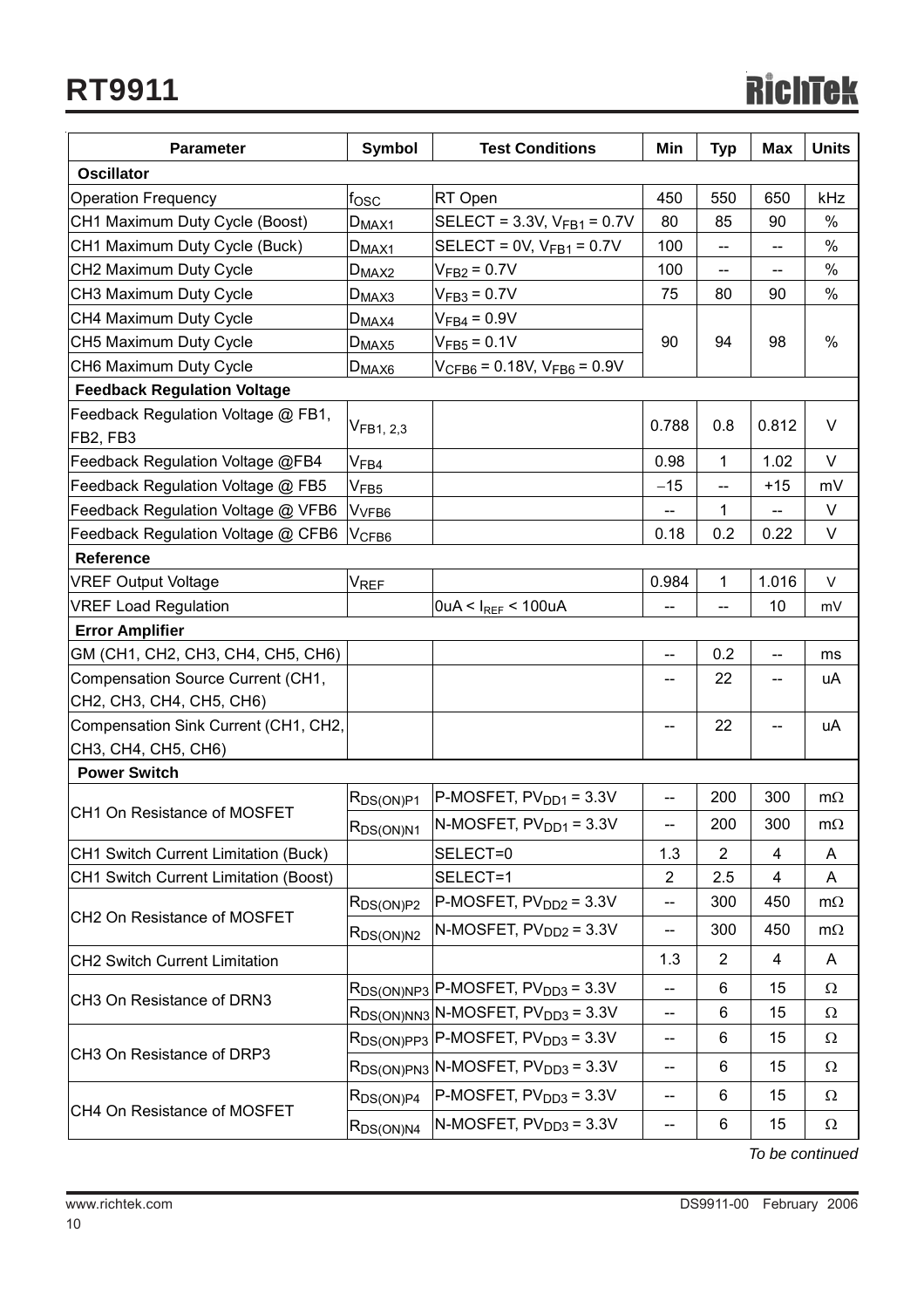| Parameter | Symbol | Test Conditions | Min | Typ | Max | Units |
|---|---|---|---|---|---|---|
| **Oscillator** | | | | | | |
| Operation Frequency | $f_{OSC}$ | RT Open | 450 | 550 | 650 | kHz |
| CH1 Maximum Duty Cycle (Boost) | $D_{MAX1}$ | SELECT = 3.3V, $V_{FB1}$ = 0.7V | 80 | 85 | 90 | % |
| CH1 Maximum Duty Cycle (Buck) | $D_{MAX1}$ | SELECT = 0V, $V_{FB1}$ = 0.7V | 100 | -- | -- | % |
| CH2 Maximum Duty Cycle | $D_{MAX2}$ | $V_{FB2}$ = 0.7V | 100 | -- | -- | % |
| CH3 Maximum Duty Cycle | $D_{MAX3}$ | $V_{FB3}$ = 0.7V | 75 | 80 | 90 | % |
| CH4 Maximum Duty Cycle | $D_{MAX4}$ | $V_{FB4}$ = 0.9V | 90 | 94 | 98 | % |
| CH5 Maximum Duty Cycle | $D_{MAX5}$ | $V_{FB5}$ = 0.1V | | | | |
| CH6 Maximum Duty Cycle | $D_{MAX6}$ | $V_{CFB6}$ = 0.18V, $V_{FB6}$ = 0.9V | | | | |
| **Feedback Regulation Voltage** | | | | | | |
| Feedback Regulation Voltage @ FB1, FB2, FB3 | $V_{FB1, 2,3}$ | | 0.788 | 0.8 | 0.812 | V |
| Feedback Regulation Voltage @FB4 | $V_{FB4}$ | | 0.98 | 1 | 1.02 | V |
| Feedback Regulation Voltage @ FB5 | $V_{FB5}$ | | −15 | -- | +15 | mV |
| Feedback Regulation Voltage @ VFB6 | $V_{VFB6}$ | | -- | 1 | -- | V |
| Feedback Regulation Voltage @ CFB6 | $V_{CFB6}$ | | 0.18 | 0.2 | 0.22 | V |
| **Reference** | | | | | | |
| VREF Output Voltage | $V_{REF}$ | | 0.984 | 1 | 1.016 | V |
| VREF Load Regulation | | 0uA < $I_{REF}$ < 100uA | -- | -- | 10 | mV |
| **Error Amplifier** | | | | | | |
| GM (CH1, CH2, CH3, CH4, CH5, CH6) | | | -- | 0.2 | -- | ms |
| Compensation Source Current (CH1, CH2, CH3, CH4, CH5, CH6) | | | -- | 22 | -- | uA |
| Compensation Sink Current (CH1, CH2, CH3, CH4, CH5, CH6) | | | -- | 22 | -- | uA |
| **Power Switch** | | | | | | |
| CH1 On Resistance of MOSFET | $R_{DS(ON)P1}$ | P-MOSFET, $PV_{DD1}$ = 3.3V | -- | 200 | 300 | mΩ |
| | $R_{DS(ON)N1}$ | N-MOSFET, $PV_{DD1}$ = 3.3V | -- | 200 | 300 | mΩ |
| CH1 Switch Current Limitation (Buck) | | SELECT=0 | 1.3 | 2 | 4 | A |
| CH1 Switch Current Limitation (Boost) | | SELECT=1 | 2 | 2.5 | 4 | A |
| CH2 On Resistance of MOSFET | $R_{DS(ON)P2}$ | P-MOSFET, $PV_{DD2}$ = 3.3V | -- | 300 | 450 | mΩ |
| | $R_{DS(ON)N2}$ | N-MOSFET, $PV_{DD2}$ = 3.3V | -- | 300 | 450 | mΩ |
| CH2 Switch Current Limitation | | | 1.3 | 2 | 4 | A |
| CH3 On Resistance of DRN3 | $R_{DS(ON)NP3}$ | P-MOSFET, $PV_{DD3}$ = 3.3V | -- | 6 | 15 | Ω |
| | $R_{DS(ON)NN3}$ | N-MOSFET, $PV_{DD3}$ = 3.3V | -- | 6 | 15 | Ω |
| CH3 On Resistance of DRP3 | $R_{DS(ON)PP3}$ | P-MOSFET, $PV_{DD3}$ = 3.3V | -- | 6 | 15 | Ω |
| | $R_{DS(ON)PN3}$ | N-MOSFET, $PV_{DD3}$ = 3.3V | -- | 6 | 15 | Ω |
| CH4 On Resistance of MOSFET | $R_{DS(ON)P4}$ | P-MOSFET, $PV_{DD3}$ = 3.3V | -- | 6 | 15 | Ω |
| | $R_{DS(ON)N4}$ | N-MOSFET, $PV_{DD3}$ = 3.3V | -- | 6 | 15 | Ω |

*To be continued*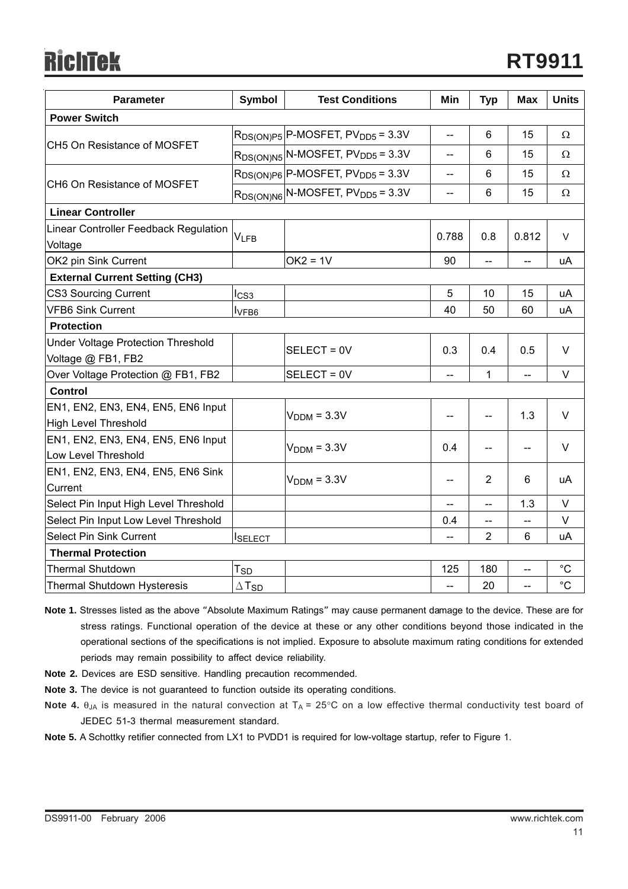| Parameter | Symbol | Test Conditions | Min | Typ | Max | Units |
|---|---|---|---|---|---|---|
| **Power Switch** | | | | | | |
| CH5 On Resistance of MOSFET | $R_{DS(ON)P5}$ | P-MOSFET, $PV_{DD5}$ = 3.3V | -- | 6 | 15 | Ω |
| | $R_{DS(ON)N5}$ | N-MOSFET, $PV_{DD5}$ = 3.3V | -- | 6 | 15 | Ω |
| CH6 On Resistance of MOSFET | $R_{DS(ON)P6}$ | P-MOSFET, $PV_{DD5}$ = 3.3V | -- | 6 | 15 | Ω |
| | $R_{DS(ON)N6}$ | N-MOSFET, $PV_{DD5}$ = 3.3V | -- | 6 | 15 | Ω |
| **Linear Controller** | | | | | | |
| Linear Controller Feedback Regulation Voltage | $V_{LFB}$ | | 0.788 | 0.8 | 0.812 | V |
| OK2 pin Sink Current | | OK2 = 1V | 90 | -- | -- | uA |
| **External Current Setting (CH3)** | | | | | | |
| CS3 Sourcing Current | $I_{CS3}$ | | 5 | 10 | 15 | uA |
| VFB6 Sink Current | $I_{VFB6}$ | | 40 | 50 | 60 | uA |
| **Protection** | | | | | | |
| Under Voltage Protection Threshold Voltage @ FB1, FB2 | | SELECT = 0V | 0.3 | 0.4 | 0.5 | V |
| Over Voltage Protection @ FB1, FB2 | | SELECT = 0V | -- | 1 | -- | V |
| **Control** | | | | | | |
| EN1, EN2, EN3, EN4, EN5, EN6 Input High Level Threshold | | $V_{DDM}$ = 3.3V | -- | -- | 1.3 | V |
| EN1, EN2, EN3, EN4, EN5, EN6 Input Low Level Threshold | | $V_{DDM}$ = 3.3V | 0.4 | -- | -- | V |
| EN1, EN2, EN3, EN4, EN5, EN6 Sink Current | | $V_{DDM}$ = 3.3V | -- | 2 | 6 | uA |
| Select Pin Input High Level Threshold | | | -- | -- | 1.3 | V |
| Select Pin Input Low Level Threshold | | | 0.4 | -- | -- | V |
| Select Pin Sink Current | $I_{SELECT}$ | | -- | 2 | 6 | uA |
| **Thermal Protection** | | | | | | |
| Thermal Shutdown | $T_{SD}$ | | 125 | 180 | -- | °C |
| Thermal Shutdown Hysteresis | $\Delta T_{SD}$ | | -- | 20 | -- | °C |

**Note 1.** Stresses listed as the above "Absolute Maximum Ratings" may cause permanent damage to the device. These are for stress ratings. Functional operation of the device at these or any other conditions beyond those indicated in the operational sections of the specifications is not implied. Exposure to absolute maximum rating conditions for extended periods may remain possibility to affect device reliability.

**Note 2.** Devices are ESD sensitive. Handling precaution recommended.

**Note 3.** The device is not guaranteed to function outside its operating conditions.

**Note 4.** $\theta_{JA}$ is measured in the natural convection at $T_A$ = 25°C on a low effective thermal conductivity test board of JEDEC 51-3 thermal measurement standard.

**Note 5.** A Schottky retifier connected from LX1 to PVDD1 is required for low-voltage startup, refer to Figure 1.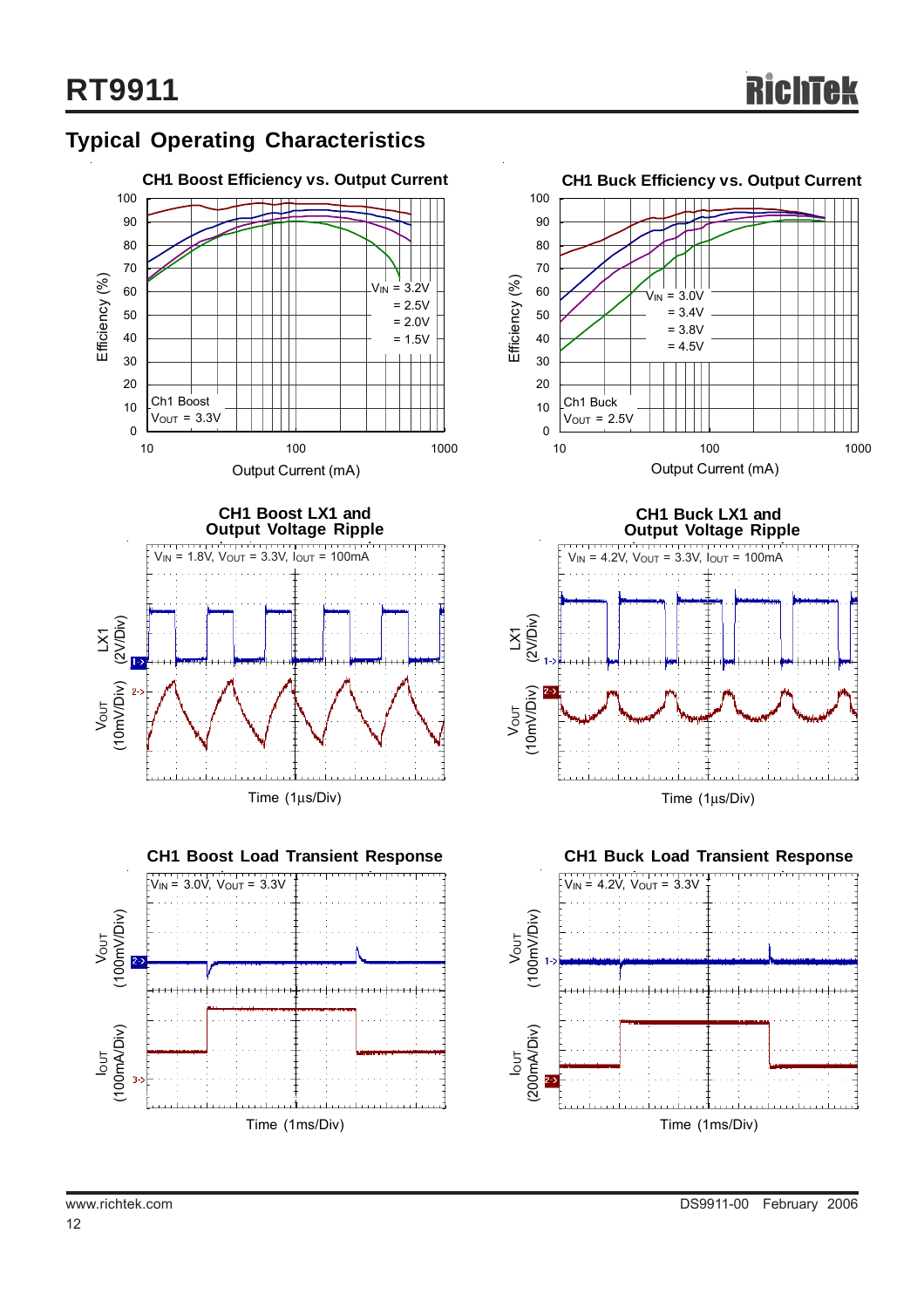## Typical Operating Characteristics

**CH1 Boost Efficiency vs. Output Current**

Efficiency (%) vs. Output Current (mA)

$V_{IN}$ = 3.2V, = 2.5V, = 2.0V, = 1.5V

Ch1 Boost, $V_{OUT}$ = 3.3V

**CH1 Buck Efficiency vs. Output Current**

Efficiency (%) vs. Output Current (mA)

$V_{IN}$ = 3.0V, = 3.4V, = 3.8V, = 4.5V

Ch1 Buck, $V_{OUT}$ = 2.5V

**CH1 Boost LX1 and Output Voltage Ripple**

$V_{IN}$ = 1.8V, $V_{OUT}$ = 3.3V, $I_{OUT}$ = 100mA

LX1 (2V/Div), $V_{OUT}$ (10mV/Div)

Time (1μs/Div)

**CH1 Buck LX1 and Output Voltage Ripple**

$V_{IN}$ = 4.2V, $V_{OUT}$ = 3.3V, $I_{OUT}$ = 100mA

LX1 (2V/Div), $V_{OUT}$ (10mV/Div)

Time (1μs/Div)

**CH1 Boost Load Transient Response**

$V_{IN}$ = 3.0V, $V_{OUT}$ = 3.3V

$V_{OUT}$ (100mV/Div), $I_{OUT}$ (100mA/Div)

Time (1ms/Div)

**CH1 Buck Load Transient Response**

$V_{IN}$ = 4.2V, $V_{OUT}$ = 3.3V

$V_{OUT}$ (100mV/Div), $I_{OUT}$ (200mA/Div)

Time (1ms/Div)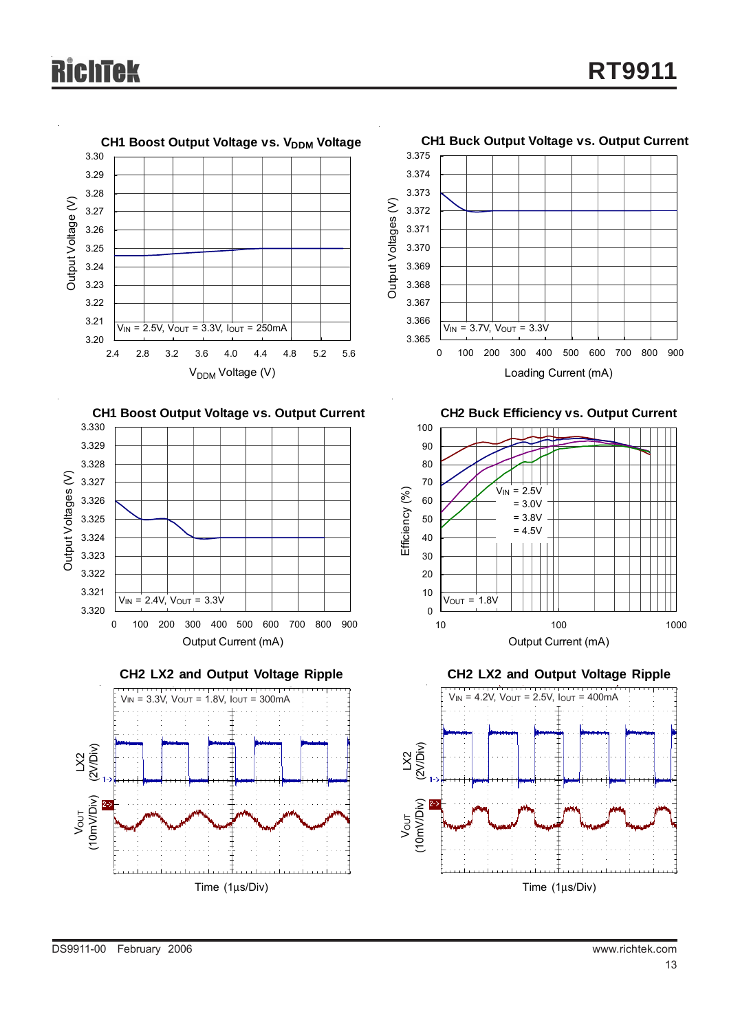### CH1 Boost Output Voltage vs. $V_{DDM}$ Voltage

Output Voltage (V) vs. $V_{DDM}$ Voltage (V)

$V_{IN}$ = 2.5V, $V_{OUT}$ = 3.3V, $I_{OUT}$ = 250mA

### CH1 Buck Output Voltage vs. Output Current

Output Voltages (V) vs. Loading Current (mA)

$V_{IN}$ = 3.7V, $V_{OUT}$ = 3.3V

### CH1 Boost Output Voltage vs. Output Current

Output Voltages (V) vs. Output Current (mA)

$V_{IN}$ = 2.4V, $V_{OUT}$ = 3.3V

### CH2 Buck Efficiency vs. Output Current

Efficiency (%) vs. Output Current (mA)

$V_{IN}$ = 2.5V, = 3.0V, = 3.8V, = 4.5V

$V_{OUT}$ = 1.8V

### CH2 LX2 and Output Voltage Ripple

$V_{IN}$ = 3.3V, $V_{OUT}$ = 1.8V, $I_{OUT}$ = 300mA

LX2 (2V/Div), $V_{OUT}$ (10mV/Div), Time (1μs/Div)

### CH2 LX2 and Output Voltage Ripple

$V_{IN}$ = 4.2V, $V_{OUT}$ = 2.5V, $I_{OUT}$ = 400mA

LX2 (2V/Div), $V_{OUT}$ (10mV/Div), Time (1μs/Div)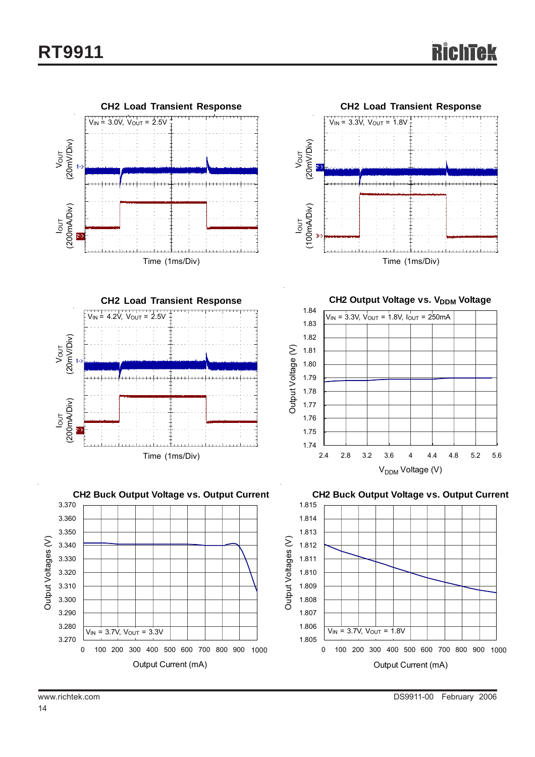**CH2 Load Transient Response**

$V_{IN}$ = 3.0V, $V_{OUT}$ = 2.5V

$V_{OUT}$ (20mV/Div)

$I_{OUT}$ (200mA/Div)

Time (1ms/Div)

**CH2 Load Transient Response**

$V_{IN}$ = 3.3V, $V_{OUT}$ = 1.8V

$V_{OUT}$ (20mV/Div)

$I_{OUT}$ (100mA/Div)

Time (1ms/Div)

**CH2 Load Transient Response**

$V_{IN}$ = 4.2V, $V_{OUT}$ = 2.5V

$V_{OUT}$ (20mV/Div)

$I_{OUT}$ (200mA/Div)

Time (1ms/Div)

**CH2 Output Voltage vs. $V_{DDM}$ Voltage**

$V_{IN}$ = 3.3V, $V_{OUT}$ = 1.8V, $I_{OUT}$ = 250mA

Output Voltage (V)

1.84, 1.83, 1.82, 1.81, 1.80, 1.79, 1.78, 1.77, 1.76, 1.75, 1.74

2.4, 2.8, 3.2, 3.6, 4, 4.4, 4.8, 5.2, 5.6

$V_{DDM}$ Voltage (V)

**CH2 Buck Output Voltage vs. Output Current**

$V_{IN}$ = 3.7V, $V_{OUT}$ = 3.3V

Output Voltages (V)

3.370, 3.360, 3.350, 3.340, 3.330, 3.320, 3.310, 3.300, 3.290, 3.280, 3.270

0, 100, 200, 300, 400, 500, 600, 700, 800, 900, 1000

Output Current (mA)

**CH2 Buck Output Voltage vs. Output Current**

$V_{IN}$ = 3.7V, $V_{OUT}$ = 1.8V

Output Voltages (V)

1.815, 1.814, 1.813, 1.812, 1.811, 1.810, 1.809, 1.808, 1.807, 1.806, 1.805

0, 100, 200, 300, 400, 500, 600, 700, 800, 900, 1000

Output Current (mA)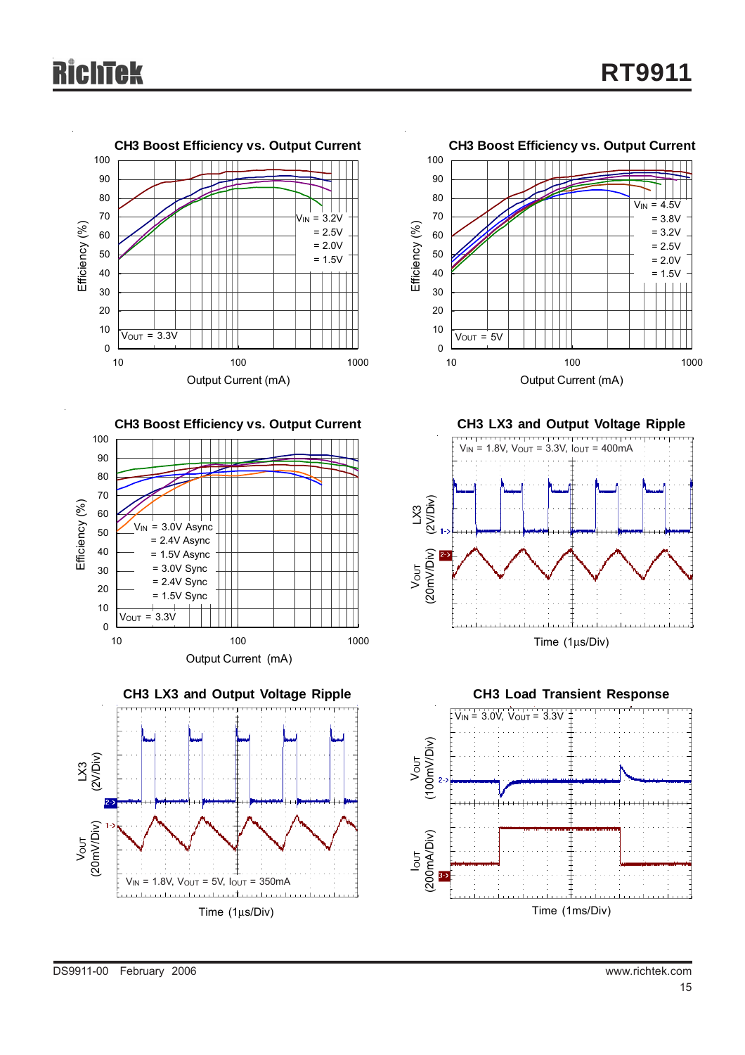### CH3 Boost Efficiency vs. Output Current

Efficiency (%)

100
90
80
70
60
50
40
30
20
10
0

10
100
1000

Output Current (mA)

$V_{IN}$ = 3.2V
= 2.5V
= 2.0V
= 1.5V

$V_{OUT}$ = 3.3V

### CH3 Boost Efficiency vs. Output Current

Efficiency (%)

100
90
80
70
60
50
40
30
20
10
0

10
100
1000

Output Current (mA)

$V_{IN}$ = 4.5V
= 3.8V
= 3.2V
= 2.5V
= 2.0V
= 1.5V

$V_{OUT}$ = 5V

### CH3 Boost Efficiency vs. Output Current

Efficiency (%)

100
90
80
70
60
50
40
30
20
10
0

10
100
1000

Output Current (mA)

$V_{IN}$ = 3.0V Async
= 2.4V Async
= 1.5V Async
= 3.0V Sync
= 2.4V Sync
= 1.5V Sync

$V_{OUT}$ = 3.3V

### CH3 LX3 and Output Voltage Ripple

$V_{IN}$ = 1.8V, $V_{OUT}$ = 3.3V, $I_{OUT}$ = 400mA

LX3 (2V/Div)

$V_{OUT}$ (20mV/Div)

Time (1μs/Div)

### CH3 LX3 and Output Voltage Ripple

LX3 (2V/Div)

$V_{OUT}$ (20mV/Div)

$V_{IN}$ = 1.8V, $V_{OUT}$ = 5V, $I_{OUT}$ = 350mA

Time (1μs/Div)

### CH3 Load Transient Response

$V_{IN}$ = 3.0V, $V_{OUT}$ = 3.3V

$V_{OUT}$ (100mV/Div)

$I_{OUT}$ (200mA/Div)

Time (1ms/Div)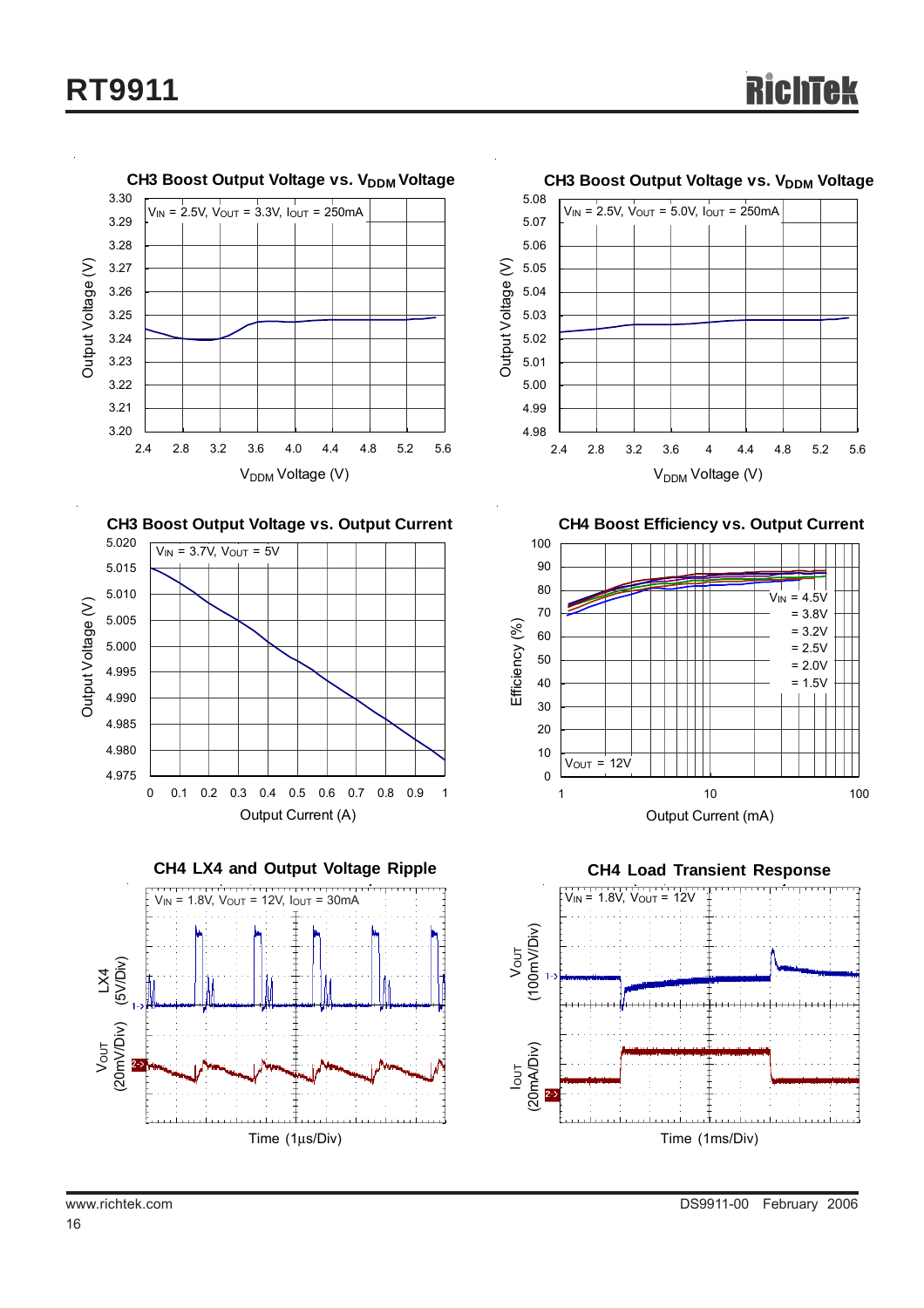CH3 Boost Output Voltage vs. $V_{DDM}$ Voltage

$V_{IN}$ = 2.5V, $V_{OUT}$ = 3.3V, $I_{OUT}$ = 250mA

Output Voltage (V)

3.30
3.29
3.28
3.27
3.26
3.25
3.24
3.23
3.22
3.21
3.20

2.4 2.8 3.2 3.6 4.0 4.4 4.8 5.2 5.6

$V_{DDM}$ Voltage (V)

CH3 Boost Output Voltage vs. $V_{DDM}$ Voltage

$V_{IN}$ = 2.5V, $V_{OUT}$ = 5.0V, $I_{OUT}$ = 250mA

Output Voltage (V)

5.08
5.07
5.06
5.05
5.04
5.03
5.02
5.01
5.00
4.99
4.98

2.4 2.8 3.2 3.6 4 4.4 4.8 5.2 5.6

$V_{DDM}$ Voltage (V)

CH3 Boost Output Voltage vs. Output Current

$V_{IN}$ = 3.7V, $V_{OUT}$ = 5V

Output Voltage (V)

5.020
5.015
5.010
5.005
5.000
4.995
4.990
4.985
4.980
4.975

0 0.1 0.2 0.3 0.4 0.5 0.6 0.7 0.8 0.9 1

Output Current (A)

CH4 Boost Efficiency vs. Output Current

Efficiency (%)

100
90
80
70
60
50
40
30
20
10
0

$V_{IN}$ = 4.5V
= 3.8V
= 3.2V
= 2.5V
= 2.0V
= 1.5V

$V_{OUT}$ = 12V

1 10 100

Output Current (mA)

CH4 LX4 and Output Voltage Ripple

$V_{IN}$ = 1.8V, $V_{OUT}$ = 12V, $I_{OUT}$ = 30mA

LX4 (5V/Div)

$V_{OUT}$ (20mV/Div)

Time (1μs/Div)

CH4 Load Transient Response

$V_{IN}$ = 1.8V, $V_{OUT}$ = 12V

$V_{OUT}$ (100mV/Div)

$I_{OUT}$ (20mA/Div)

Time (1ms/Div)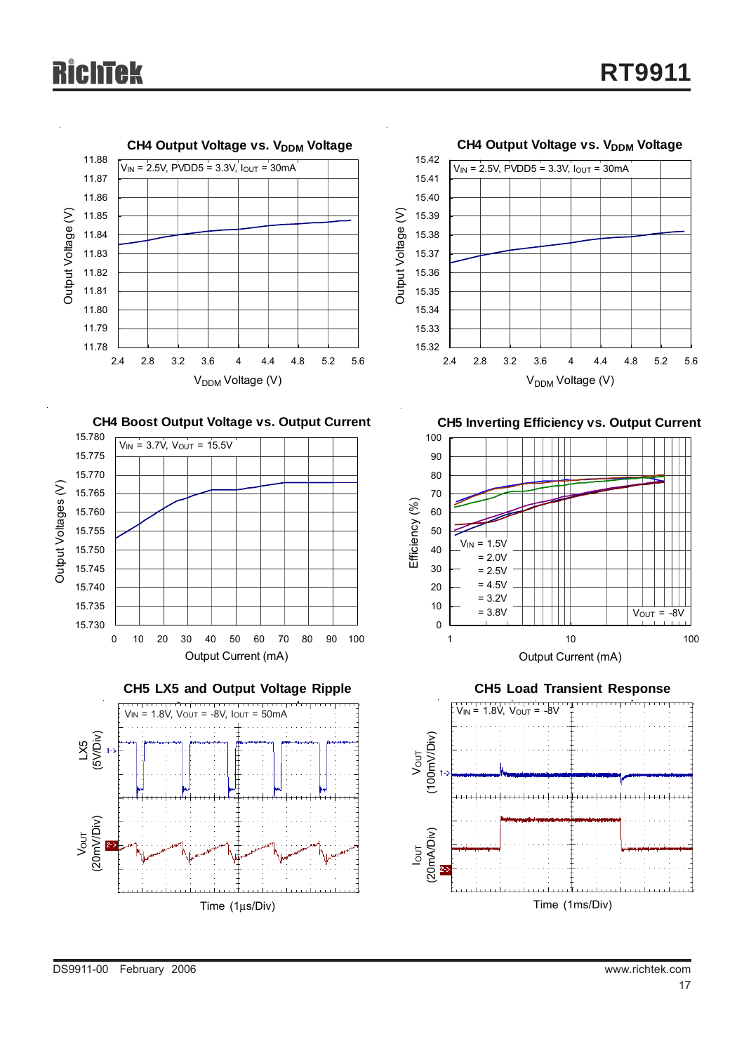CH4 Output Voltage vs. $V_{DDM}$ Voltage

$V_{IN}$ = 2.5V, PVDD5 = 3.3V, $I_{OUT}$ = 30mA

Output Voltage (V)

11.88
11.87
11.86
11.85
11.84
11.83
11.82
11.81
11.80
11.79
11.78

2.4 2.8 3.2 3.6 4 4.4 4.8 5.2 5.6

$V_{DDM}$ Voltage (V)

CH4 Output Voltage vs. $V_{DDM}$ Voltage

$V_{IN}$ = 2.5V, PVDD5 = 3.3V, $I_{OUT}$ = 30mA

Output Voltage (V)

15.42
15.41
15.40
15.39
15.38
15.37
15.36
15.35
15.34
15.33
15.32

2.4 2.8 3.2 3.6 4 4.4 4.8 5.2 5.6

$V_{DDM}$ Voltage (V)

CH4 Boost Output Voltage vs. Output Current

$V_{IN}$ = 3.7V, $V_{OUT}$ = 15.5V

Output Voltages (V)

15.780
15.775
15.770
15.765
15.760
15.755
15.750
15.745
15.740
15.735
15.730

0 10 20 30 40 50 60 70 80 90 100

Output Current (mA)

CH5 Inverting Efficiency vs. Output Current

Efficiency (%)

100
90
80
70
60
50
40
30
20
10
0

$V_{IN}$ = 1.5V
= 2.0V
= 2.5V
= 4.5V
= 3.2V
= 3.8V

$V_{OUT}$ = -8V

1 10 100

Output Current (mA)

CH5 LX5 and Output Voltage Ripple

$V_{IN}$ = 1.8V, $V_{OUT}$ = -8V, $I_{OUT}$ = 50mA

LX5 (5V/Div)

$V_{OUT}$ (20mV/Div)

Time (1μs/Div)

CH5 Load Transient Response

$V_{IN}$ = 1.8V, $V_{OUT}$ = -8V

$V_{OUT}$ (100mV/Div)

$I_{OUT}$ (20mA/Div)

Time (1ms/Div)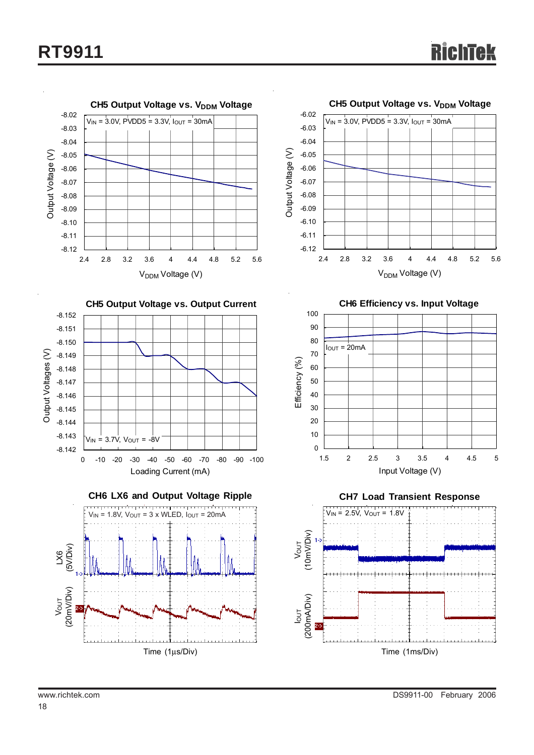### CH5 Output Voltage vs. $V_{DDM}$ Voltage

$V_{IN}$ = 3.0V, PVDD5 = 3.3V, $I_{OUT}$ = 30mA

Output Voltage (V)

-8.02
-8.03
-8.04
-8.05
-8.06
-8.07
-8.08
-8.09
-8.10
-8.11
-8.12

2.4 2.8 3.2 3.6 4 4.4 4.8 5.2 5.6

$V_{DDM}$ Voltage (V)

### CH5 Output Voltage vs. $V_{DDM}$ Voltage

$V_{IN}$ = 3.0V, PVDD5 = 3.3V, $I_{OUT}$ = 30mA

Output Voltage (V)

-6.02
-6.03
-6.04
-6.05
-6.06
-6.07
-6.08
-6.09
-6.10
-6.11
-6.12

2.4 2.8 3.2 3.6 4 4.4 4.8 5.2 5.6

$V_{DDM}$ Voltage (V)

### CH5 Output Voltage vs. Output Current

$V_{IN}$ = 3.7V, $V_{OUT}$ = -8V

Output Voltages (V)

-8.152
-8.151
-8.150
-8.149
-8.148
-8.147
-8.146
-8.145
-8.144
-8.143
-8.142

0 -10 -20 -30 -40 -50 -60 -70 -80 -90 -100

Loading Current (mA)

### CH6 Efficiency vs. Input Voltage

$I_{OUT}$ = 20mA

Efficiency (%)

100
90
80
70
60
50
40
30
20
10
0

1.5 2 2.5 3 3.5 4 4.5 5

Input Voltage (V)

### CH6 LX6 and Output Voltage Ripple

$V_{IN}$ = 1.8V, $V_{OUT}$ = 3 x WLED, $I_{OUT}$ = 20mA

LX6 (5V/Div)

$V_{OUT}$ (20mV/Div)

Time (1μs/Div)

### CH7 Load Transient Response

$V_{IN}$ = 2.5V, $V_{OUT}$ = 1.8V

$V_{OUT}$ (10mV/Div)

$I_{OUT}$ (200mA/Div)

Time (1ms/Div)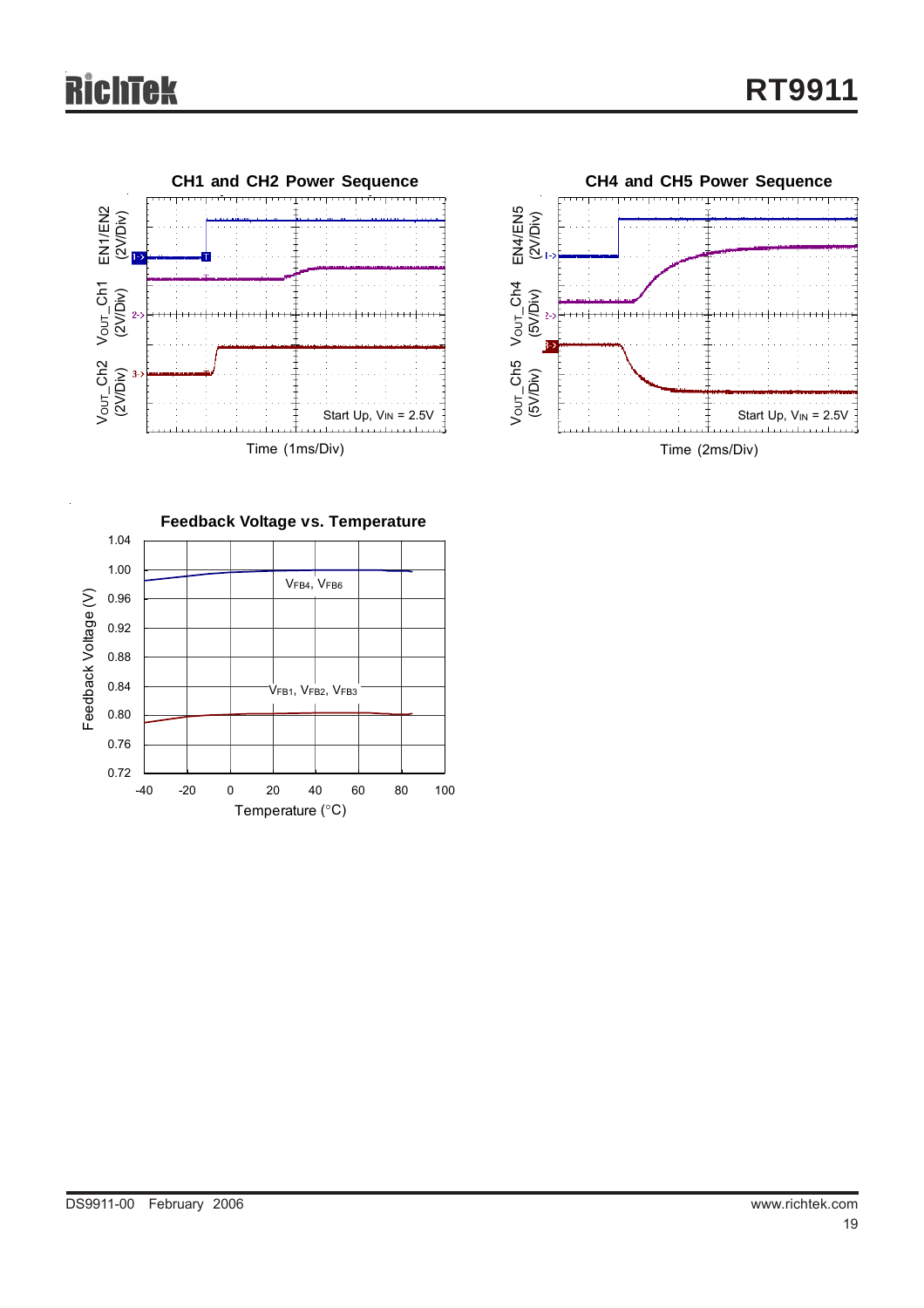CH1 and CH2 Power Sequence

EN1/EN2 (2V/Div)

$V_{OUT}$_Ch1 (2V/Div)

$V_{OUT}$_Ch2 (2V/Div)

Start Up, $V_{IN}$ = 2.5V

Time (1ms/Div)

CH4 and CH5 Power Sequence

EN4/EN5 (2V/Div)

$V_{OUT}$_Ch4 (5V/Div)

$V_{OUT}$_Ch5 (5V/Div)

Start Up, $V_{IN}$ = 2.5V

Time (2ms/Div)

Feedback Voltage vs. Temperature

Feedback Voltage (V)

1.04
1.00
0.96
0.92
0.88
0.84
0.80
0.76
0.72

$V_{FB4}$, $V_{FB6}$

$V_{FB1}$, $V_{FB2}$, $V_{FB3}$

-40 -20 0 20 40 60 80 100

Temperature (°C)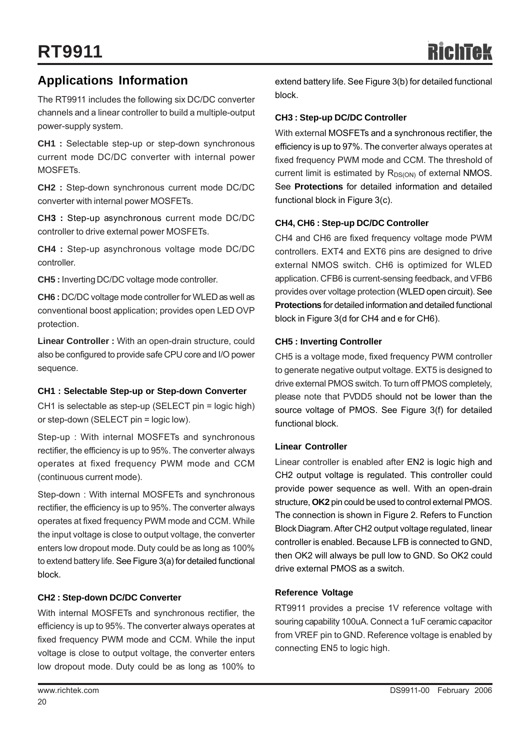## Applications Information

The RT9911 includes the following six DC/DC converter channels and a linear controller to build a multiple-output power-supply system.

**CH1 :** Selectable step-up or step-down synchronous current mode DC/DC converter with internal power MOSFETs.

**CH2 :** Step-down synchronous current mode DC/DC converter with internal power MOSFETs.

**CH3 :** Step-up asynchronous current mode DC/DC controller to drive external power MOSFETs.

**CH4 :** Step-up asynchronous voltage mode DC/DC controller.

**CH5 :** Inverting DC/DC voltage mode controller.

**CH6 :** DC/DC voltage mode controller for WLED as well as conventional boost application; provides open LED OVP protection.

**Linear Controller :** With an open-drain structure, could also be configured to provide safe CPU core and I/O power sequence.

#### CH1 : Selectable Step-up or Step-down Converter

CH1 is selectable as step-up (SELECT pin = logic high) or step-down (SELECT pin = logic low).

Step-up : With internal MOSFETs and synchronous rectifier, the efficiency is up to 95%. The converter always operates at fixed frequency PWM mode and CCM (continuous current mode).

Step-down : With internal MOSFETs and synchronous rectifier, the efficiency is up to 95%. The converter always operates at fixed frequency PWM mode and CCM. While the input voltage is close to output voltage, the converter enters low dropout mode. Duty could be as long as 100% to extend battery life. See Figure 3(a) for detailed functional block.

#### CH2 : Step-down DC/DC Converter

With internal MOSFETs and synchronous rectifier, the efficiency is up to 95%. The converter always operates at fixed frequency PWM mode and CCM. While the input voltage is close to output voltage, the converter enters low dropout mode. Duty could be as long as 100% to extend battery life. See Figure 3(b) for detailed functional block.

#### CH3 : Step-up DC/DC Controller

With external MOSFETs and a synchronous rectifier, the efficiency is up to 97%. The converter always operates at fixed frequency PWM mode and CCM. The threshold of current limit is estimated by $R_{DS(ON)}$ of external NMOS. See **Protections** for detailed information and detailed functional block in Figure 3(c).

#### CH4, CH6 : Step-up DC/DC Controller

CH4 and CH6 are fixed frequency voltage mode PWM controllers. EXT4 and EXT6 pins are designed to drive external NMOS switch. CH6 is optimized for WLED application. CFB6 is current-sensing feedback, and VFB6 provides over voltage protection (WLED open circuit). See **Protections** for detailed information and detailed functional block in Figure 3(d for CH4 and e for CH6).

#### CH5 : Inverting Controller

CH5 is a voltage mode, fixed frequency PWM controller to generate negative output voltage. EXT5 is designed to drive external PMOS switch. To turn off PMOS completely, please note that PVDD5 should not be lower than the source voltage of PMOS. See Figure 3(f) for detailed functional block.

#### Linear Controller

Linear controller is enabled after EN2 is logic high and CH2 output voltage is regulated. This controller could provide power sequence as well. With an open-drain structure, **OK2** pin could be used to control external PMOS. The connection is shown in Figure 2. Refers to Function Block Diagram. After CH2 output voltage regulated, linear controller is enabled. Because LFB is connected to GND, then OK2 will always be pull low to GND. So OK2 could drive external PMOS as a switch.

#### Reference Voltage

RT9911 provides a precise 1V reference voltage with souring capability 100uA. Connect a 1uF ceramic capacitor from VREF pin to GND. Reference voltage is enabled by connecting EN5 to logic high.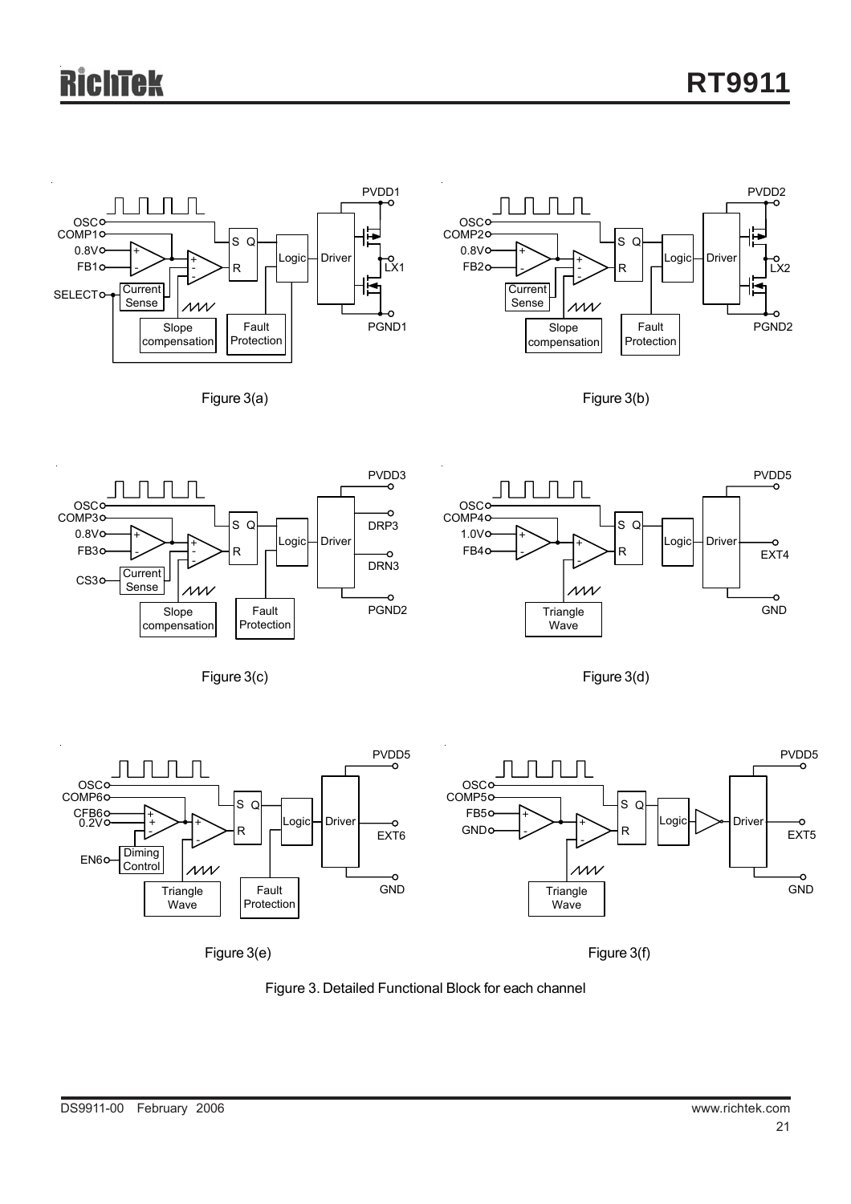OSC
COMP1
0.8V
FB1
SELECT
Current Sense
Slope compensation
Fault Protection
S Q
R
Logic
Driver
PVDD1
LX1
PGND1

Figure 3(a)

OSC
COMP2
0.8V
FB2
Current Sense
Slope compensation
Fault Protection
S Q
R
Logic
Driver
PVDD2
LX2
PGND2

Figure 3(b)

OSC
COMP3
0.8V
FB3
CS3
Current Sense
Slope compensation
Fault Protection
S Q
R
Logic
Driver
PVDD3
DRP3
DRN3
PGND2

Figure 3(c)

OSC
COMP4
1.0V
FB4
Triangle Wave
S Q
R
Logic
Driver
PVDD5
EXT4
GND

Figure 3(d)

OSC
COMP6
CFB6
0.2V
EN6
Diming Control
Triangle Wave
Fault Protection
S Q
R
Logic
Driver
PVDD5
EXT6
GND

Figure 3(e)

OSC
COMP5
FB5
GND
Triangle Wave
S Q
R
Logic
Driver
PVDD5
EXT5
GND

Figure 3(f)

Figure 3. Detailed Functional Block for each channel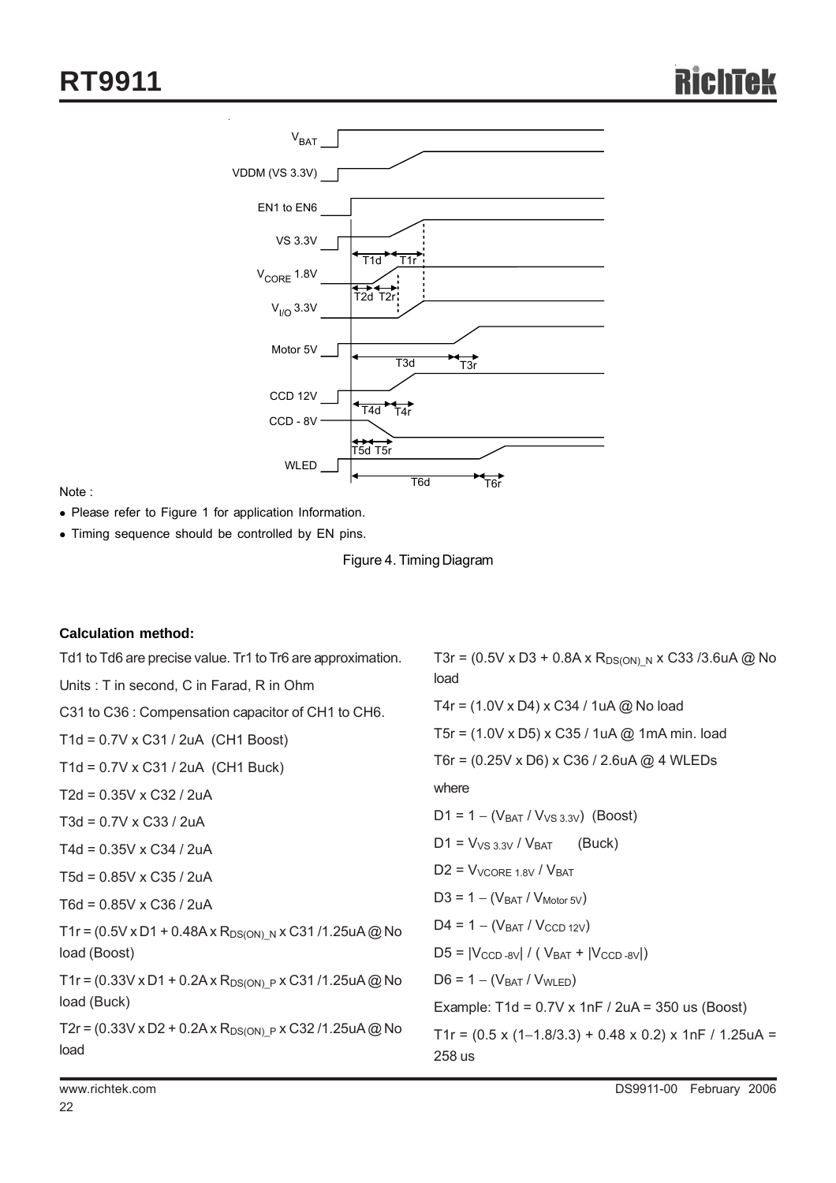$V_{BAT}$

VDDM (VS 3.3V)

EN1 to EN6

VS 3.3V

T1d T1r

$V_{CORE}$ 1.8V

T2d T2r

$V_{I/O}$ 3.3V

Motor 5V

T3d T3r

CCD 12V

T4d T4r

CCD - 8V

T5d T5r

WLED

T6d T6r

Note :

- Please refer to Figure 1 for application Information.
- Timing sequence should be controlled by EN pins.

Figure 4. Timing Diagram

**Calculation method:**

Td1 to Td6 are precise value. Tr1 to Tr6 are approximation.

Units : T in second, C in Farad, R in Ohm

C31 to C36 : Compensation capacitor of CH1 to CH6.

T1d = 0.7V x C31 / 2uA (CH1 Boost)

T1d = 0.7V x C31 / 2uA (CH1 Buck)

T2d = 0.35V x C32 / 2uA

T3d = 0.7V x C33 / 2uA

T4d = 0.35V x C34 / 2uA

T5d = 0.85V x C35 / 2uA

T6d = 0.85V x C36 / 2uA

T1r = (0.5V x D1 + 0.48A x $R_{DS(ON)\_N}$ x C31 /1.25uA @ No load (Boost)

T1r = (0.33V x D1 + 0.2A x $R_{DS(ON)\_P}$ x C31 /1.25uA @ No load (Buck)

T2r = (0.33V x D2 + 0.2A x $R_{DS(ON)\_P}$ x C32 /1.25uA @ No load

T3r = (0.5V x D3 + 0.8A x $R_{DS(ON)\_N}$ x C33 /3.6uA @ No load

T4r = (1.0V x D4) x C34 / 1uA @ No load

T5r = (1.0V x D5) x C35 / 1uA @ 1mA min. load

T6r = (0.25V x D6) x C36 / 2.6uA @ 4 WLEDs

where

D1 = 1 − ($V_{BAT}$ / $V_{VS\ 3.3V}$) (Boost)

D1 = $V_{VS\ 3.3V}$ / $V_{BAT}$ (Buck)

D2 = $V_{VCORE\ 1.8V}$ / $V_{BAT}$

D3 = 1 − ($V_{BAT}$ / $V_{Motor\ 5V}$)

D4 = 1 − ($V_{BAT}$ / $V_{CCD\ 12V}$)

D5 = $|V_{CCD\ -8V}|$ / ( $V_{BAT}$ + $|V_{CCD\ -8V}|$)

D6 = 1 − ($V_{BAT}$ / $V_{WLED}$)

Example: T1d = 0.7V x 1nF / 2uA = 350 us (Boost)

T1r = (0.5 x (1−1.8/3.3) + 0.48 x 0.2) x 1nF / 1.25uA = 258 us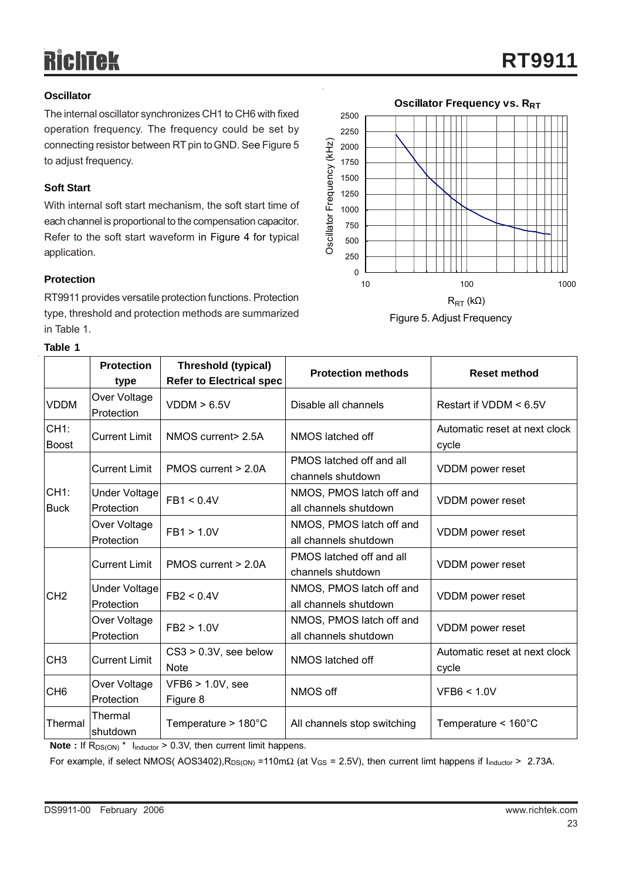### Oscillator

The internal oscillator synchronizes CH1 to CH6 with fixed operation frequency. The frequency could be set by connecting resistor between RT pin to GND. See Figure 5 to adjust frequency.

### Soft Start

With internal soft start mechanism, the soft start time of each channel is proportional to the compensation capacitor. Refer to the soft start waveform in Figure 4 for typical application.

### Protection

RT9911 provides versatile protection functions. Protection type, threshold and protection methods are summarized in Table 1.

Oscillator Frequency vs. $R_{RT}$

Oscillator Frequency (kHz)

2500
2250
2000
1750
1500
1250
1000
750
500
250
0

10
100
1000

$R_{RT}$ (kΩ)

Figure 5. Adjust Frequency

**Table 1**

| | Protection type | Threshold (typical) Refer to Electrical spec | Protection methods | Reset method |
|---|---|---|---|---|
| VDDM | Over Voltage Protection | VDDM > 6.5V | Disable all channels | Restart if VDDM < 6.5V |
| CH1: Boost | Current Limit | NMOS current> 2.5A | NMOS latched off | Automatic reset at next clock cycle |
| CH1: Buck | Current Limit | PMOS current > 2.0A | PMOS latched off and all channels shutdown | VDDM power reset |
| | Under Voltage Protection | FB1 < 0.4V | NMOS, PMOS latch off and all channels shutdown | VDDM power reset |
| | Over Voltage Protection | FB1 > 1.0V | NMOS, PMOS latch off and all channels shutdown | VDDM power reset |
| CH2 | Current Limit | PMOS current > 2.0A | PMOS latched off and all channels shutdown | VDDM power reset |
| | Under Voltage Protection | FB2 < 0.4V | NMOS, PMOS latch off and all channels shutdown | VDDM power reset |
| | Over Voltage Protection | FB2 > 1.0V | NMOS, PMOS latch off and all channels shutdown | VDDM power reset |
| CH3 | Current Limit | CS3 > 0.3V, see below Note | NMOS latched off | Automatic reset at next clock cycle |
| CH6 | Over Voltage Protection | VFB6 > 1.0V, see Figure 8 | NMOS off | VFB6 < 1.0V |
| Thermal | Thermal shutdown | Temperature > 180°C | All channels stop switching | Temperature < 160°C |

**Note :** If $R_{DS(ON)}$ * $I_{inductor}$ > 0.3V, then current limit happens.

For example, if select NMOS( AOS3402),$R_{DS(ON)}$ =110mΩ (at $V_{GS}$ = 2.5V), then current limt happens if $I_{inductor}$ > 2.73A.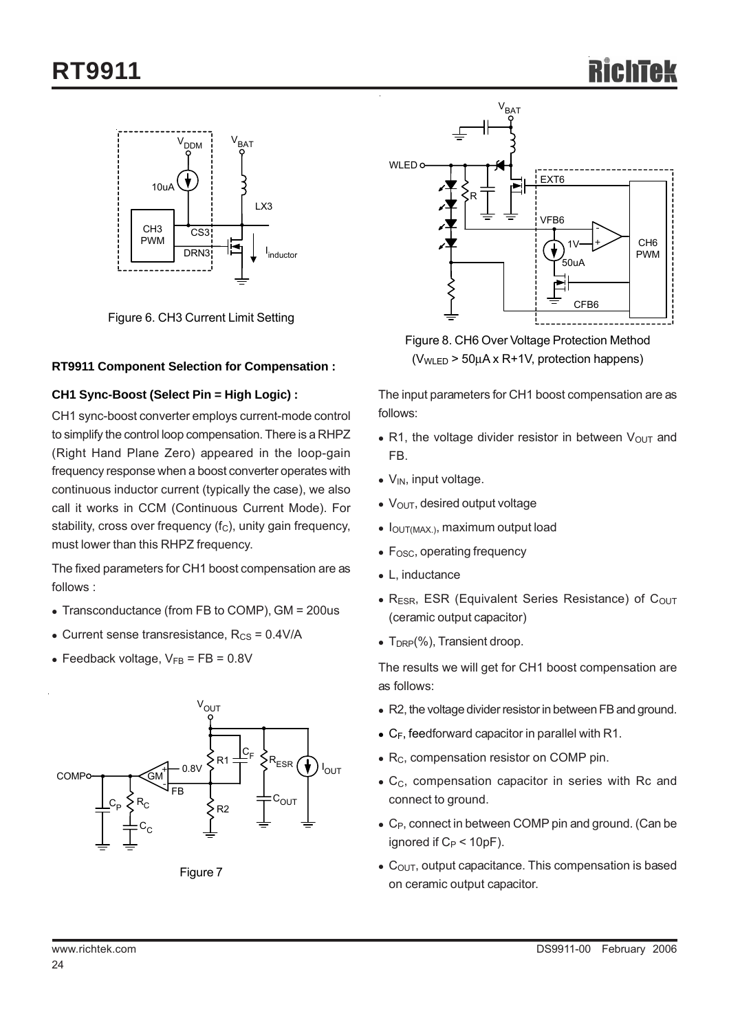Figure 6. CH3 Current Limit Setting

Figure 8. CH6 Over Voltage Protection Method ($V_{WLED}$ > 50μA x R+1V, protection happens)

**RT9911 Component Selection for Compensation :**

**CH1 Sync-Boost (Select Pin = High Logic) :**

CH1 sync-boost converter employs current-mode control to simplify the control loop compensation. There is a RHPZ (Right Hand Plane Zero) appeared in the loop-gain frequency response when a boost converter operates with continuous inductor current (typically the case), we also call it works in CCM (Continuous Current Mode). For stability, cross over frequency ($f_C$), unity gain frequency, must lower than this RHPZ frequency.

The fixed parameters for CH1 boost compensation are as follows :

- Transconductance (from FB to COMP), GM = 200us
- Current sense transresistance, $R_{CS}$ = 0.4V/A
- Feedback voltage, $V_{FB}$ = FB = 0.8V

Figure 7

The input parameters for CH1 boost compensation are as follows:

- R1, the voltage divider resistor in between $V_{OUT}$ and FB.
- $V_{IN}$, input voltage.
- $V_{OUT}$, desired output voltage
- $I_{OUT(MAX.)}$, maximum output load
- $F_{OSC}$, operating frequency
- L, inductance
- $R_{ESR}$, ESR (Equivalent Series Resistance) of $C_{OUT}$ (ceramic output capacitor)
- $T_{DRP}$(%), Transient droop.

The results we will get for CH1 boost compensation are as follows:

- R2, the voltage divider resistor in between FB and ground.
- $C_F$, feedforward capacitor in parallel with R1.
- $R_C$, compensation resistor on COMP pin.
- $C_C$, compensation capacitor in series with Rc and connect to ground.
- $C_P$, connect in between COMP pin and ground. (Can be ignored if $C_P$ < 10pF).
- $C_{OUT}$, output capacitance. This compensation is based on ceramic output capacitor.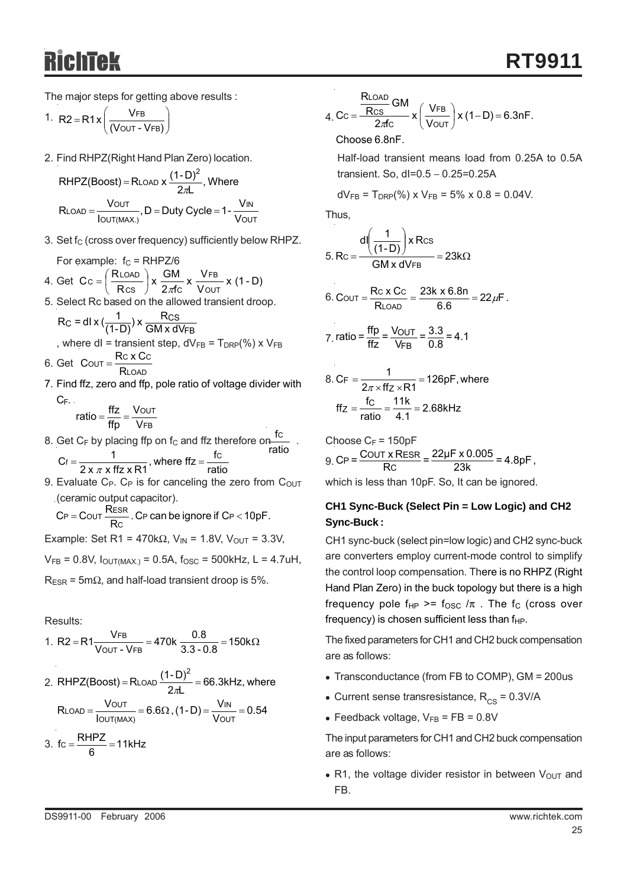The major steps for getting above results :

1. $R2 = R1 \times \left(\frac{V_{FB}}{(V_{OUT} - V_{FB})}\right)$

2. Find RHPZ(Right Hand Plan Zero) location.

   $\text{RHPZ(Boost)} = R_{LOAD} \times \frac{(1-D)^2}{2\pi L}$, Where

   $R_{LOAD} = \frac{V_{OUT}}{I_{OUT(MAX.)}}$, $D = \text{Duty Cycle} = 1 - \frac{V_{IN}}{V_{OUT}}$

3. Set $f_C$ (cross over frequency) sufficiently below RHPZ.

   For example: $f_C$ = RHPZ/6

4. Get $C_C = \left(\frac{R_{LOAD}}{R_{CS}}\right) \times \frac{GM}{2\pi f_C} \times \frac{V_{FB}}{V_{OUT}} \times (1 - D)$

5. Select Rc based on the allowed transient droop.

   $R_C = dI \times \left(\frac{1}{(1-D)}\right) \times \frac{R_{CS}}{GM \times dV_{FB}}$

   , where dI = transient step, $dV_{FB} = T_{DRP}(\%) \times V_{FB}$

6. Get $C_{OUT} = \frac{R_C \times C_C}{R_{LOAD}}$

7. Find ffz, zero and ffp, pole ratio of voltage divider with $C_F$.

   $\text{ratio} = \frac{ffz}{ffp} = \frac{V_{OUT}}{V_{FB}}$

8. Get $C_F$ by placing ffp on $f_C$ and ffz therefore on $\frac{f_C}{\text{ratio}}$ .

   $C_f = \frac{1}{2 \times \pi \times ffz \times R1}$, where $ffz = \frac{f_C}{\text{ratio}}$

9. Evaluate $C_P$. $C_P$ is for canceling the zero from $C_{OUT}$ (ceramic output capacitor).

   $C_P = C_{OUT} \frac{R_{ESR}}{R_C}$. $C_P$ can be ignore if $C_P < 10\text{pF}$.

Example: Set R1 = 470kΩ, $V_{IN}$ = 1.8V, $V_{OUT}$ = 3.3V, $V_{FB}$ = 0.8V, $I_{OUT(MAX.)}$ = 0.5A, $f_{OSC}$ = 500kHz, L = 4.7uH, $R_{ESR}$ = 5mΩ, and half-load transient droop is 5%.

Results:

1. $R2 = R1 \frac{V_{FB}}{V_{OUT} - V_{FB}} = 470k \frac{0.8}{3.3 - 0.8} = 150k\Omega$

2. $\text{RHPZ(Boost)} = R_{LOAD} \frac{(1-D)^2}{2\pi L} = 66.3\text{kHz}$, where

   $R_{LOAD} = \frac{V_{OUT}}{I_{OUT(MAX)}} = 6.6\Omega$, $(1-D) = \frac{V_{IN}}{V_{OUT}} = 0.54$

3. $f_C = \frac{\text{RHPZ}}{6} = 11\text{kHz}$

4. $C_C = \frac{\frac{R_{LOAD}}{R_{CS}} GM}{2\pi f_C} \times \left(\frac{V_{FB}}{V_{OUT}}\right) \times (1 - D) = 6.3\text{nF}$.

   Choose 6.8nF.

   Half-load transient means load from 0.25A to 0.5A transient. So, dI=0.5 − 0.25=0.25A

   $dV_{FB} = T_{DRP}(\%) \times V_{FB} = 5\% \times 0.8 = 0.04V$.

Thus,

5. $R_C = \frac{dI\left(\frac{1}{(1-D)}\right) \times R_{CS}}{GM \times dV_{FB}} = 23k\Omega$

6. $C_{OUT} = \frac{R_C \times C_C}{R_{LOAD}} = \frac{23k \times 6.8n}{6.6} = 22\mu F$.

7. $\text{ratio} = \frac{ffp}{ffz} = \frac{V_{OUT}}{V_{FB}} = \frac{3.3}{0.8} = 4.1$

8. $C_F = \frac{1}{2\pi \times ffz \times R1} = 126\text{pF}$, where

   $ffz = \frac{f_C}{\text{ratio}} = \frac{11k}{4.1} = 2.68\text{kHz}$

   Choose $C_F$ = 150pF

9. $C_P = \frac{C_{OUT} \times R_{ESR}}{R_C} = \frac{22\mu F \times 0.005}{23k} = 4.8\text{pF}$,

which is less than 10pF. So, It can be ignored.

### CH1 Sync-Buck (Select Pin = Low Logic) and CH2 Sync-Buck :

CH1 sync-buck (select pin=low logic) and CH2 sync-buck are converters employ current-mode control to simplify the control loop compensation. There is no RHPZ (Right Hand Plan Zero) in the buck topology but there is a high frequency pole $f_{HP} >= f_{OSC} / \pi$ . The $f_C$ (cross over frequency) is chosen sufficient less than $f_{HP}$.

The fixed parameters for CH1 and CH2 buck compensation are as follows:

- Transconductance (from FB to COMP), GM = 200us
- Current sense transresistance, $R_{CS}$ = 0.3V/A
- Feedback voltage, $V_{FB}$ = FB = 0.8V

The input parameters for CH1 and CH2 buck compensation are as follows:

- R1, the voltage divider resistor in between $V_{OUT}$ and FB.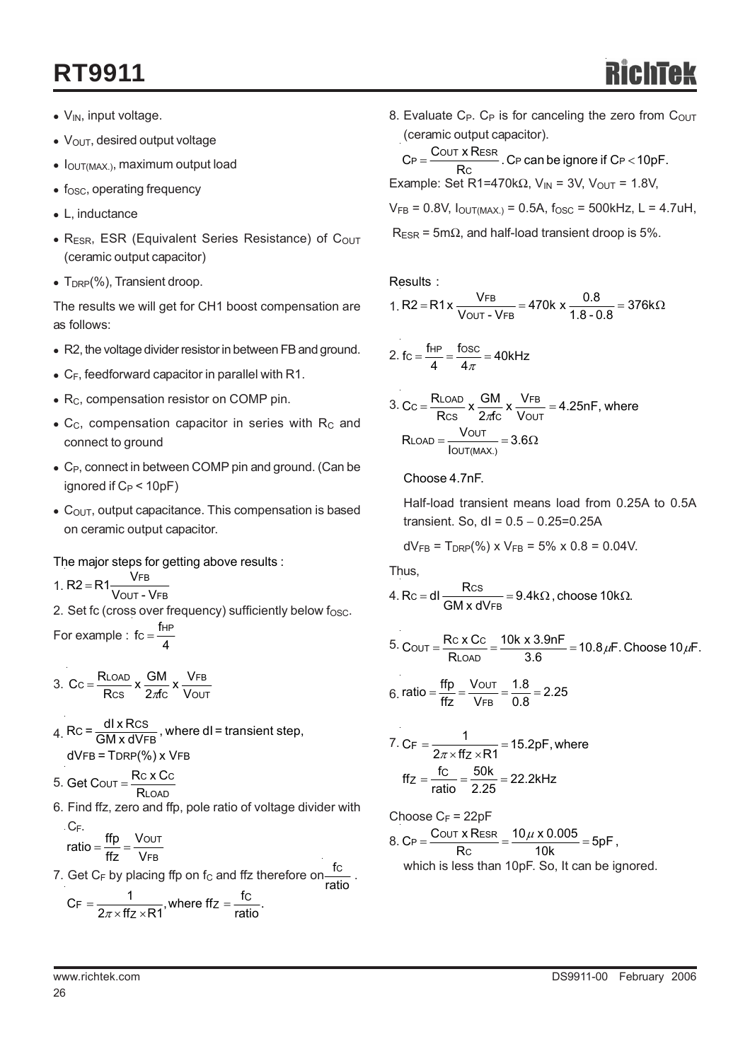- $V_{IN}$, input voltage.
- $V_{OUT}$, desired output voltage
- $I_{OUT(MAX.)}$, maximum output load
- $f_{OSC}$, operating frequency
- L, inductance
- $R_{ESR}$, ESR (Equivalent Series Resistance) of $C_{OUT}$ (ceramic output capacitor)
- $T_{DRP}$(%), Transient droop.

The results we will get for CH1 boost compensation are as follows:

- R2, the voltage divider resistor in between FB and ground.
- $C_F$, feedforward capacitor in parallel with R1.
- $R_C$, compensation resistor on COMP pin.
- $C_C$, compensation capacitor in series with $R_C$ and connect to ground
- $C_P$, connect in between COMP pin and ground. (Can be ignored if $C_P$ < 10pF)
- $C_{OUT}$, output capacitance. This compensation is based on ceramic output capacitor.

The major steps for getting above results :

1. $R2 = R1\dfrac{V_{FB}}{V_{OUT} - V_{FB}}$
2. Set fc (cross over frequency) sufficiently below $f_{OSC}$. For example : $fc = \dfrac{f_{HP}}{4}$
3. $C_C = \dfrac{R_{LOAD}}{R_{CS}} \times \dfrac{GM}{2\pi fc} \times \dfrac{V_{FB}}{V_{OUT}}$
4. $R_C = \dfrac{dI \times R_{CS}}{GM \times dV_{FB}}$, where dI = transient step, $dV_{FB} = T_{DRP}(\%) \times V_{FB}$
5. Get $C_{OUT} = \dfrac{R_C \times C_C}{R_{LOAD}}$
6. Find ffz, zero and ffp, pole ratio of voltage divider with $C_F$. $ratio = \dfrac{ffp}{ffz} = \dfrac{V_{OUT}}{V_{FB}}$
7. Get $C_F$ by placing ffp on $f_C$ and ffz therefore on $\dfrac{fc}{ratio}$. $C_F = \dfrac{1}{2\pi \times ffz \times R1}$, where $ffz = \dfrac{fc}{ratio}$.
8. Evaluate $C_P$. $C_P$ is for canceling the zero from $C_{OUT}$ (ceramic output capacitor). $C_P = \dfrac{C_{OUT} \times R_{ESR}}{R_C}$. $C_P$ can be ignore if $C_P < 10pF$.

Example: Set R1=470kΩ, $V_{IN}$ = 3V, $V_{OUT}$ = 1.8V, $V_{FB}$ = 0.8V, $I_{OUT(MAX.)}$ = 0.5A, $f_{OSC}$ = 500kHz, L = 4.7uH, $R_{ESR}$ = 5mΩ, and half-load transient droop is 5%.

Results :

1. $R2 = R1 \times \dfrac{V_{FB}}{V_{OUT} - V_{FB}} = 470k \times \dfrac{0.8}{1.8 - 0.8} = 376k\Omega$
2. $fc = \dfrac{f_{HP}}{4} = \dfrac{f_{OSC}}{4\pi} = 40kHz$
3. $C_C = \dfrac{R_{LOAD}}{R_{CS}} \times \dfrac{GM}{2\pi fc} \times \dfrac{V_{FB}}{V_{OUT}} = 4.25nF$, where $R_{LOAD} = \dfrac{V_{OUT}}{I_{OUT(MAX.)}} = 3.6\Omega$

   Choose 4.7nF.

   Half-load transient means load from 0.25A to 0.5A transient. So, dI = 0.5 − 0.25=0.25A

   $dV_{FB} = T_{DRP}(\%) \times V_{FB} = 5\% \times 0.8 = 0.04V$.

Thus,

4. $R_C = dI\dfrac{R_{CS}}{GM \times dV_{FB}} = 9.4k\Omega$, choose 10kΩ.
5. $C_{OUT} = \dfrac{R_C \times C_C}{R_{LOAD}} = \dfrac{10k \times 3.9nF}{3.6} = 10.8\mu F$. Choose $10\mu F$.
6. $ratio = \dfrac{ffp}{ffz} = \dfrac{V_{OUT}}{V_{FB}} = \dfrac{1.8}{0.8} = 2.25$
7. $C_F = \dfrac{1}{2\pi \times ffz \times R1} = 15.2pF$, where $ffz = \dfrac{fc}{ratio} = \dfrac{50k}{2.25} = 22.2kHz$

   Choose $C_F$ = 22pF
8. $C_P = \dfrac{C_{OUT} \times R_{ESR}}{R_C} = \dfrac{10\mu \times 0.005}{10k} = 5pF$, which is less than 10pF. So, It can be ignored.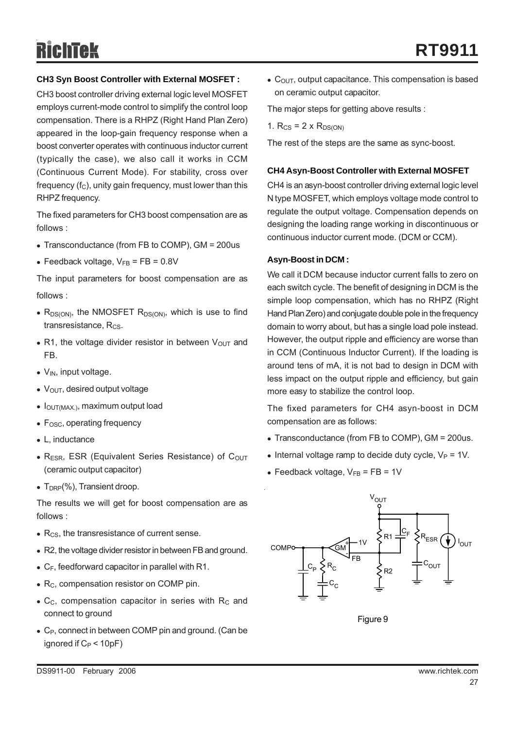### CH3 Syn Boost Controller with External MOSFET :

CH3 boost controller driving external logic level MOSFET employs current-mode control to simplify the control loop compensation. There is a RHPZ (Right Hand Plan Zero) appeared in the loop-gain frequency response when a boost converter operates with continuous inductor current (typically the case), we also call it works in CCM (Continuous Current Mode). For stability, cross over frequency ($f_C$), unity gain frequency, must lower than this RHPZ frequency.

The fixed parameters for CH3 boost compensation are as follows :

- Transconductance (from FB to COMP), GM = 200us
- Feedback voltage, $V_{FB}$ = FB = 0.8V

The input parameters for boost compensation are as follows :

- $R_{DS(ON)}$, the NMOSFET $R_{DS(ON)}$, which is use to find transresistance, $R_{CS}$.
- R1, the voltage divider resistor in between $V_{OUT}$ and FB.
- $V_{IN}$, input voltage.
- $V_{OUT}$, desired output voltage
- $I_{OUT(MAX.)}$, maximum output load
- $F_{OSC}$, operating frequency
- L, inductance
- $R_{ESR}$, ESR (Equivalent Series Resistance) of $C_{OUT}$ (ceramic output capacitor)
- $T_{DRP}$(%), Transient droop.

The results we will get for boost compensation are as follows :

- $R_{CS}$, the transresistance of current sense.
- R2, the voltage divider resistor in between FB and ground.
- $C_F$, feedforward capacitor in parallel with R1.
- $R_C$, compensation resistor on COMP pin.
- $C_C$, compensation capacitor in series with $R_C$ and connect to ground
- $C_P$, connect in between COMP pin and ground. (Can be ignored if $C_P$ < 10pF)
- $C_{OUT}$, output capacitance. This compensation is based on ceramic output capacitor.

The major steps for getting above results :

1. $R_{CS} = 2 \times R_{DS(ON)}$

The rest of the steps are the same as sync-boost.

### CH4 Asyn-Boost Controller with External MOSFET

CH4 is an asyn-boost controller driving external logic level N type MOSFET, which employs voltage mode control to regulate the output voltage. Compensation depends on designing the loading range working in discontinuous or continuous inductor current mode. (DCM or CCM).

#### Asyn-Boost in DCM :

We call it DCM because inductor current falls to zero on each switch cycle. The benefit of designing in DCM is the simple loop compensation, which has no RHPZ (Right Hand Plan Zero) and conjugate double pole in the frequency domain to worry about, but has a single load pole instead. However, the output ripple and efficiency are worse than in CCM (Continuous Inductor Current). If the loading is around tens of mA, it is not bad to design in DCM with less impact on the output ripple and efficiency, but gain more easy to stabilize the control loop.

The fixed parameters for CH4 asyn-boost in DCM compensation are as follows:

- Transconductance (from FB to COMP), GM = 200us.
- Internal voltage ramp to decide duty cycle, $V_P$ = 1V.
- Feedback voltage, $V_{FB}$ = FB = 1V

$V_{OUT}$
COMP
GM
1V
FB
$C_P$
$R_C$
$C_C$
R1
$C_F$
R2
$R_{ESR}$
$C_{OUT}$
$I_{OUT}$

Figure 9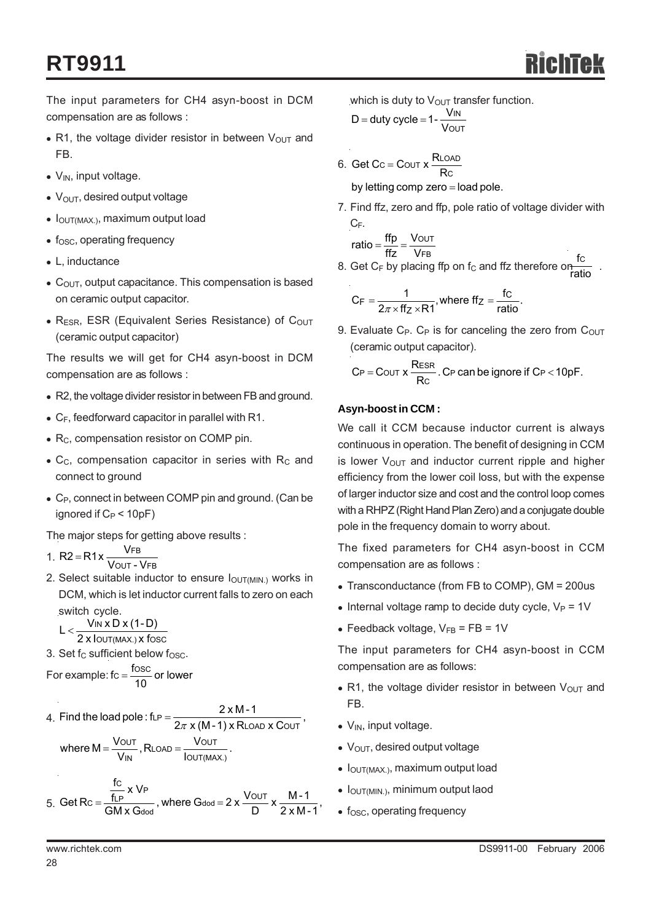The input parameters for CH4 asyn-boost in DCM compensation are as follows :

- R1, the voltage divider resistor in between $V_{OUT}$ and FB.
- $V_{IN}$, input voltage.
- $V_{OUT}$, desired output voltage
- $I_{OUT(MAX.)}$, maximum output load
- $f_{OSC}$, operating frequency
- L, inductance
- $C_{OUT}$, output capacitance. This compensation is based on ceramic output capacitor.
- $R_{ESR}$, ESR (Equivalent Series Resistance) of $C_{OUT}$ (ceramic output capacitor)

The results we will get for CH4 asyn-boost in DCM compensation are as follows :

- R2, the voltage divider resistor in between FB and ground.
- $C_F$, feedforward capacitor in parallel with R1.
- $R_C$, compensation resistor on COMP pin.
- $C_C$, compensation capacitor in series with $R_C$ and connect to ground
- $C_P$, connect in between COMP pin and ground. (Can be ignored if $C_P$ < 10pF)

The major steps for getting above results :

1. $R2 = R1 \times \frac{V_{FB}}{V_{OUT} - V_{FB}}$
2. Select suitable inductor to ensure $I_{OUT(MIN.)}$ works in DCM, which is let inductor current falls to zero on each switch cycle.
   $L < \frac{V_{IN} \times D \times (1-D)}{2 \times I_{OUT(MAX.)} \times f_{OSC}}$
3. Set $f_C$ sufficient below $f_{OSC}$.

For example: $f_C = \frac{f_{OSC}}{10}$ or lower

4. Find the load pole : $f_{LP} = \frac{2 \times M - 1}{2\pi \times (M-1) \times R_{LOAD} \times C_{OUT}}$,
   where $M = \frac{V_{OUT}}{V_{IN}}$, $R_{LOAD} = \frac{V_{OUT}}{I_{OUT(MAX.)}}$.
5. Get $R_C = \frac{\frac{f_C}{f_{LP}} \times V_P}{GM \times G_{dod}}$, where $G_{dod} = 2 \times \frac{V_{OUT}}{D} \times \frac{M-1}{2 \times M - 1}$,
   which is duty to $V_{OUT}$ transfer function.
   $D = \text{duty cycle} = 1 - \frac{V_{IN}}{V_{OUT}}$
6. Get $C_C = C_{OUT} \times \frac{R_{LOAD}}{R_C}$
   by letting comp zero = load pole.
7. Find ffz, zero and ffp, pole ratio of voltage divider with $C_F$.
   $\text{ratio} = \frac{ffp}{ffz} = \frac{V_{OUT}}{V_{FB}}$
8. Get $C_F$ by placing ffp on $f_C$ and ffz therefore on $\frac{f_C}{\text{ratio}}$.
   $C_F = \frac{1}{2\pi \times ff_Z \times R1}$, where $ff_Z = \frac{f_C}{\text{ratio}}$.
9. Evaluate $C_P$. $C_P$ is for canceling the zero from $C_{OUT}$ (ceramic output capacitor).
   $C_P = C_{OUT} \times \frac{R_{ESR}}{R_C}$. $C_P$ can be ignore if $C_P < 10\text{pF}$.

**Asyn-boost in CCM :**

We call it CCM because inductor current is always continuous in operation. The benefit of designing in CCM is lower $V_{OUT}$ and inductor current ripple and higher efficiency from the lower coil loss, but with the expense of larger inductor size and cost and the control loop comes with a RHPZ (Right Hand Plan Zero) and a conjugate double pole in the frequency domain to worry about.

The fixed parameters for CH4 asyn-boost in CCM compensation are as follows :

- Transconductance (from FB to COMP), GM = 200us
- Internal voltage ramp to decide duty cycle, $V_P$ = 1V
- Feedback voltage, $V_{FB}$ = FB = 1V

The input parameters for CH4 asyn-boost in CCM compensation are as follows:

- R1, the voltage divider resistor in between $V_{OUT}$ and FB.
- $V_{IN}$, input voltage.
- $V_{OUT}$, desired output voltage
- $I_{OUT(MAX.)}$, maximum output load
- $I_{OUT(MIN.)}$, minimum output laod
- $f_{OSC}$, operating frequency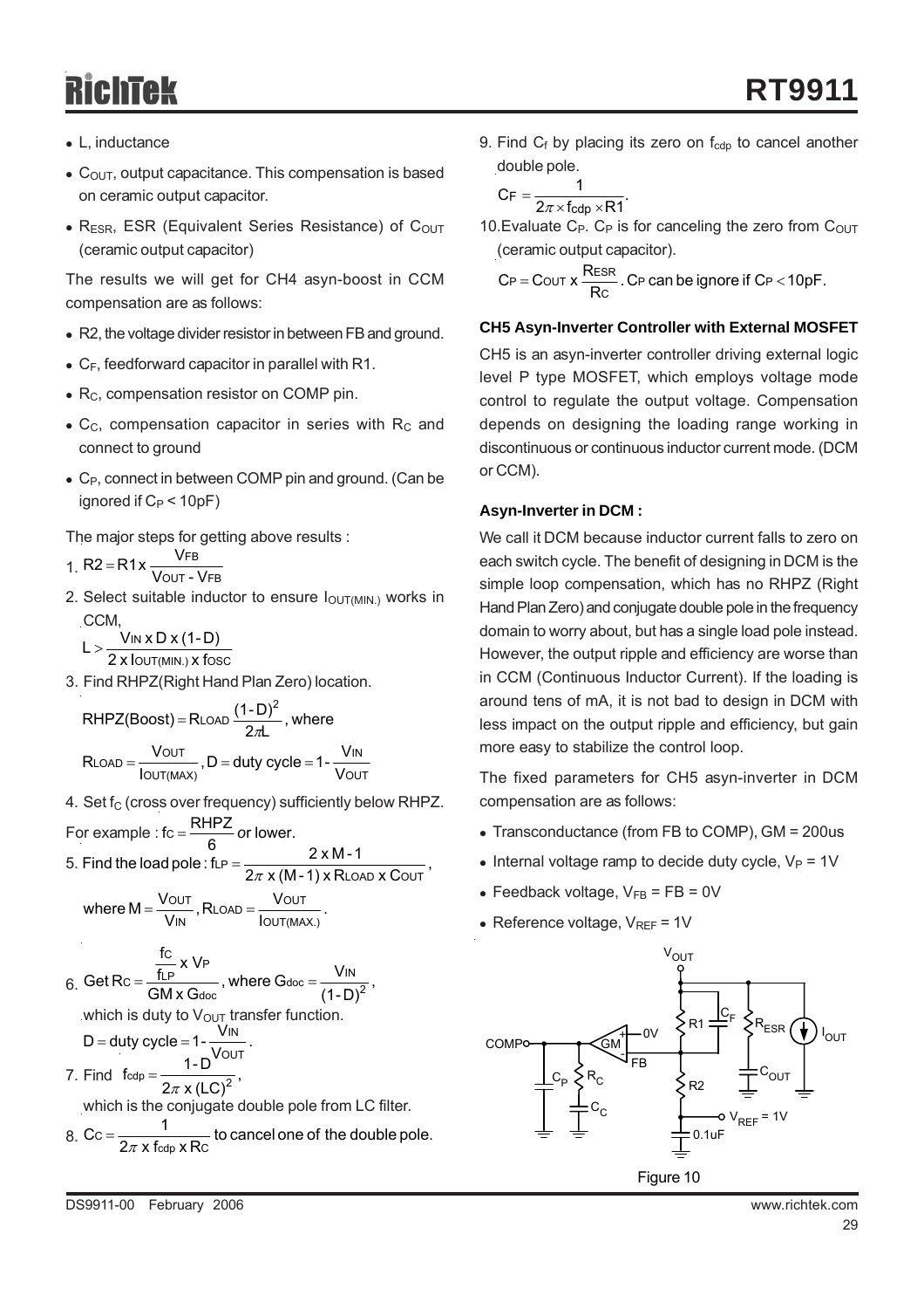- L, inductance
- $C_{OUT}$, output capacitance. This compensation is based on ceramic output capacitor.
- $R_{ESR}$, ESR (Equivalent Series Resistance) of $C_{OUT}$ (ceramic output capacitor)

The results we will get for CH4 asyn-boost in CCM compensation are as follows:

- R2, the voltage divider resistor in between FB and ground.
- $C_F$, feedforward capacitor in parallel with R1.
- $R_C$, compensation resistor on COMP pin.
- $C_C$, compensation capacitor in series with $R_C$ and connect to ground
- $C_P$, connect in between COMP pin and ground. (Can be ignored if $C_P$ < 10pF)

The major steps for getting above results :

1. $R2 = R1 \times \frac{V_{FB}}{V_{OUT} - V_{FB}}$
2. Select suitable inductor to ensure $I_{OUT(MIN.)}$ works in CCM,
   $L > \frac{V_{IN} \times D \times (1-D)}{2 \times I_{OUT(MIN.)} \times f_{OSC}}$
3. Find RHPZ(Right Hand Plan Zero) location.
   $$RHPZ(Boost) = R_{LOAD}\frac{(1-D)^2}{2\pi L}\text{, where}$$
   $$R_{LOAD} = \frac{V_{OUT}}{I_{OUT(MAX)}}, D = \text{duty cycle} = 1 - \frac{V_{IN}}{V_{OUT}}$$
4. Set $f_C$ (cross over frequency) sufficiently below RHPZ. For example : $f_C = \frac{RHPZ}{6}$ or lower.
5. Find the load pole : $f_{LP} = \frac{2 \times M - 1}{2\pi \times (M-1) \times R_{LOAD} \times C_{OUT}}$,
   where $M = \frac{V_{OUT}}{V_{IN}}, R_{LOAD} = \frac{V_{OUT}}{I_{OUT(MAX.)}}$.
6. Get $R_C = \frac{\frac{f_C}{f_{LP}} \times V_P}{GM \times G_{doc}}$, where $G_{doc} = \frac{V_{IN}}{(1-D)^2}$, which is duty to $V_{OUT}$ transfer function.
   $D = \text{duty cycle} = 1 - \frac{V_{IN}}{V_{OUT}}$.
7. Find $f_{cdp} = \frac{1-D}{2\pi \times (LC)^2}$, which is the conjugate double pole from LC filter.
8. $C_C = \frac{1}{2\pi \times f_{cdp} \times R_C}$ to cancel one of the double pole.
9. Find $C_f$ by placing its zero on $f_{cdp}$ to cancel another double pole.
   $C_F = \frac{1}{2\pi \times f_{cdp} \times R1}$.
10. Evaluate $C_P$. $C_P$ is for canceling the zero from $C_{OUT}$ (ceramic output capacitor).
   $C_P = C_{OUT} \times \frac{R_{ESR}}{R_C}$. $C_P$ can be ignore if $C_P < 10pF$.

#### CH5 Asyn-Inverter Controller with External MOSFET

CH5 is an asyn-inverter controller driving external logic level P type MOSFET, which employs voltage mode control to regulate the output voltage. Compensation depends on designing the loading range working in discontinuous or continuous inductor current mode. (DCM or CCM).

#### Asyn-Inverter in DCM :

We call it DCM because inductor current falls to zero on each switch cycle. The benefit of designing in DCM is the simple loop compensation, which has no RHPZ (Right Hand Plan Zero) and conjugate double pole in the frequency domain to worry about, but has a single load pole instead. However, the output ripple and efficiency are worse than in CCM (Continuous Inductor Current). If the loading is around tens of mA, it is not bad to design in DCM with less impact on the output ripple and efficiency, but gain more easy to stabilize the control loop.

The fixed parameters for CH5 asyn-inverter in DCM compensation are as follows:

- Transconductance (from FB to COMP), GM = 200us
- Internal voltage ramp to decide duty cycle, $V_P$ = 1V
- Feedback voltage, $V_{FB}$ = FB = 0V
- Reference voltage, $V_{REF}$ = 1V

V_OUT
COMP
GM
0V
FB
R1
C_F
R_ESR
I_OUT
C_P
R_C
C_C
R2
C_OUT
V_REF = 1V
0.1uF

Figure 10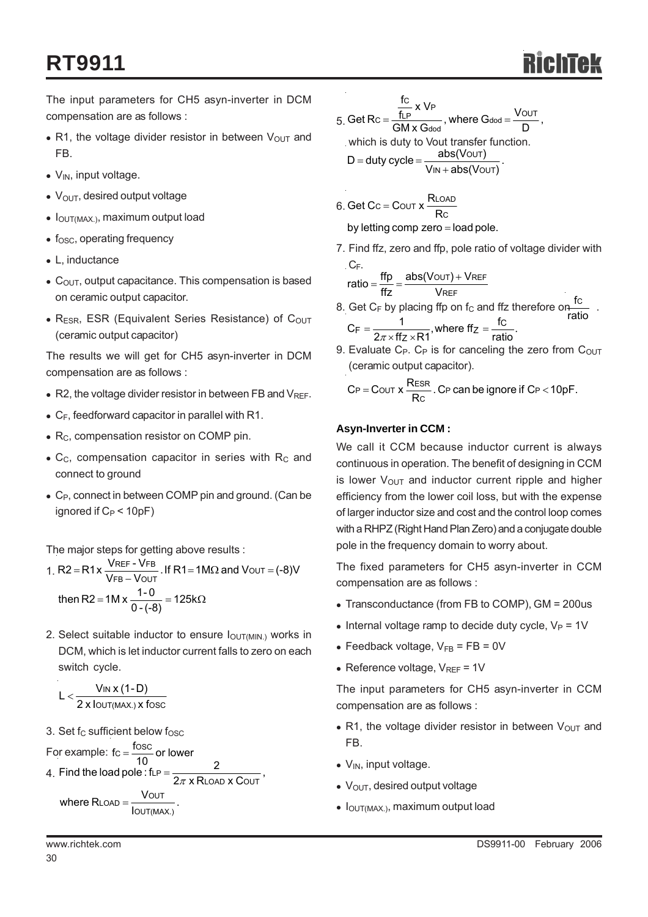The input parameters for CH5 asyn-inverter in DCM compensation are as follows :

- R1, the voltage divider resistor in between $V_{OUT}$ and FB.
- $V_{IN}$, input voltage.
- $V_{OUT}$, desired output voltage
- $I_{OUT(MAX.)}$, maximum output load
- $f_{OSC}$, operating frequency
- L, inductance
- $C_{OUT}$, output capacitance. This compensation is based on ceramic output capacitor.
- $R_{ESR}$, ESR (Equivalent Series Resistance) of $C_{OUT}$ (ceramic output capacitor)

The results we will get for CH5 asyn-inverter in DCM compensation are as follows :

- R2, the voltage divider resistor in between FB and $V_{REF}$.
- $C_F$, feedforward capacitor in parallel with R1.
- $R_C$, compensation resistor on COMP pin.
- $C_C$, compensation capacitor in series with $R_C$ and connect to ground
- $C_P$, connect in between COMP pin and ground. (Can be ignored if $C_P$ < 10pF)

The major steps for getting above results :

1. $R2 = R1 \times \frac{V_{REF} - V_{FB}}{V_{FB} - V_{OUT}}$. If $R1 = 1M\Omega$ and $V_{OUT} = (-8)V$

   then $R2 = 1M \times \frac{1-0}{0-(-8)} = 125k\Omega$

2. Select suitable inductor to ensure $I_{OUT(MIN.)}$ works in DCM, which is let inductor current falls to zero on each switch cycle.

   $$L < \frac{V_{IN} \times (1-D)}{2 \times I_{OUT(MAX.)} \times f_{OSC}}$$

3. Set $f_C$ sufficient below $f_{OSC}$

   For example: $f_C = \frac{f_{OSC}}{10}$ or lower

4. Find the load pole : $f_{LP} = \frac{2}{2\pi \times R_{LOAD} \times C_{OUT}}$,

   where $R_{LOAD} = \frac{V_{OUT}}{I_{OUT(MAX.)}}$.

5. Get $R_C = \frac{\frac{f_C}{f_{LP}} \times V_P}{GM \times G_{dod}}$, where $G_{dod} = \frac{V_{OUT}}{D}$,

   which is duty to Vout transfer function.

   $D = \text{duty cycle} = \frac{abs(V_{OUT})}{V_{IN} + abs(V_{OUT})}$.

6. Get $C_C = C_{OUT} \times \frac{R_{LOAD}}{R_C}$

   by letting comp zero = load pole.

7. Find ffz, zero and ffp, pole ratio of voltage divider with $C_F$.

   $\text{ratio} = \frac{ffp}{ffz} = \frac{abs(V_{OUT}) + V_{REF}}{V_{REF}}$

8. Get $C_F$ by placing ffp on $f_C$ and ffz therefore on $\frac{f_C}{ratio}$.

   $C_F = \frac{1}{2\pi \times ff_Z \times R1}$, where $ff_Z = \frac{f_C}{ratio}$.

9. Evaluate $C_P$. $C_P$ is for canceling the zero from $C_{OUT}$ (ceramic output capacitor).

   $C_P = C_{OUT} \times \frac{R_{ESR}}{R_C}$. $C_P$ can be ignore if $C_P < 10pF$.

**Asyn-Inverter in CCM :**

We call it CCM because inductor current is always continuous in operation. The benefit of designing in CCM is lower $V_{OUT}$ and inductor current ripple and higher efficiency from the lower coil loss, but with the expense of larger inductor size and cost and the control loop comes with a RHPZ (Right Hand Plan Zero) and a conjugate double pole in the frequency domain to worry about.

The fixed parameters for CH5 asyn-inverter in CCM compensation are as follows :

- Transconductance (from FB to COMP), GM = 200us
- Internal voltage ramp to decide duty cycle, $V_P$ = 1V
- Feedback voltage, $V_{FB}$ = FB = 0V
- Reference voltage, $V_{REF}$ = 1V

The input parameters for CH5 asyn-inverter in CCM compensation are as follows :

- R1, the voltage divider resistor in between $V_{OUT}$ and FB.
- $V_{IN}$, input voltage.
- $V_{OUT}$, desired output voltage
- $I_{OUT(MAX.)}$, maximum output load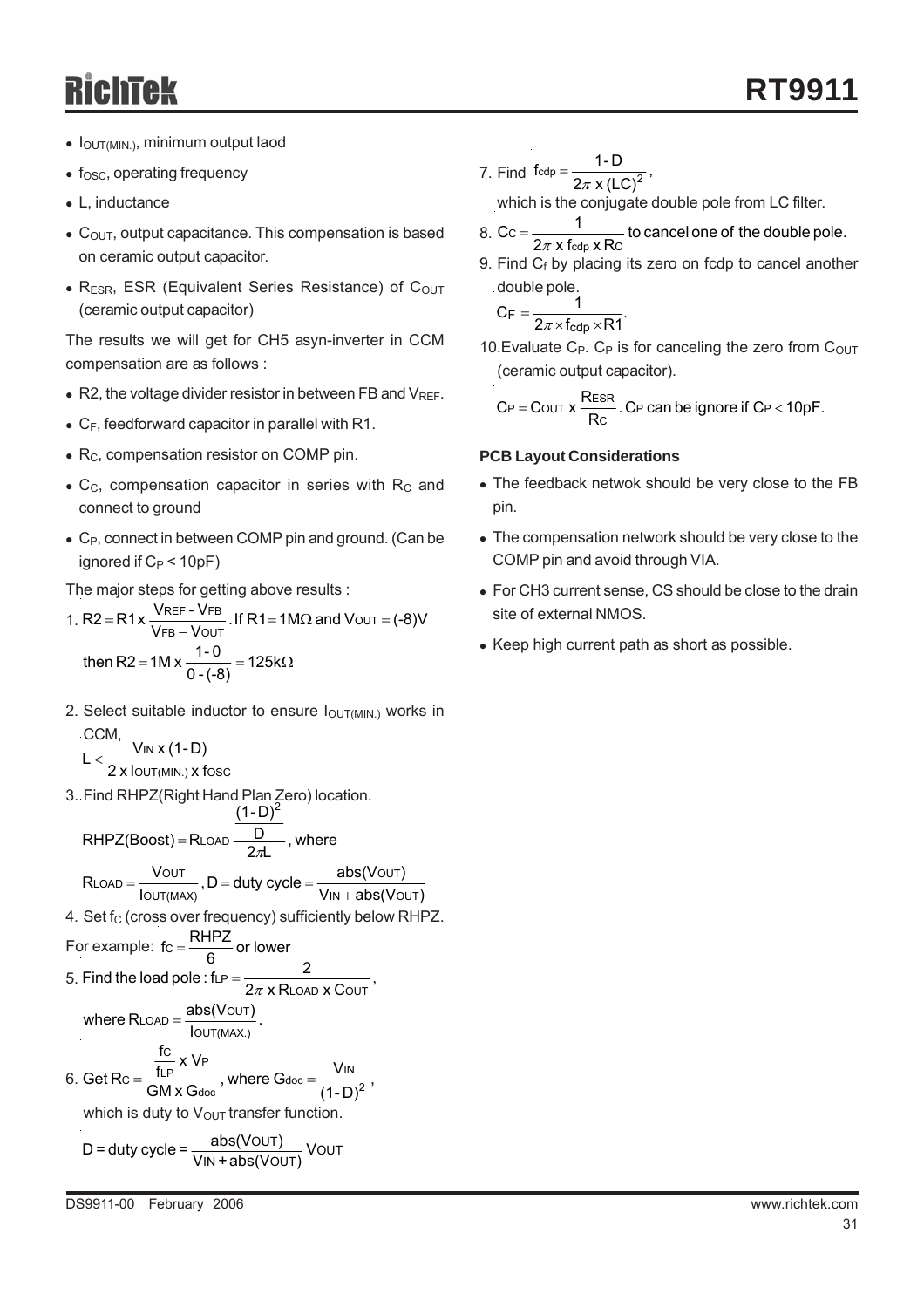- $I_{OUT(MIN.)}$, minimum output laod
- $f_{OSC}$, operating frequency
- L, inductance
- $C_{OUT}$, output capacitance. This compensation is based on ceramic output capacitor.
- $R_{ESR}$, ESR (Equivalent Series Resistance) of $C_{OUT}$ (ceramic output capacitor)

The results we will get for CH5 asyn-inverter in CCM compensation are as follows :

- R2, the voltage divider resistor in between FB and $V_{REF}$.
- $C_F$, feedforward capacitor in parallel with R1.
- $R_C$, compensation resistor on COMP pin.
- $C_C$, compensation capacitor in series with $R_C$ and connect to ground
- $C_P$, connect in between COMP pin and ground. (Can be ignored if $C_P$ < 10pF)

The major steps for getting above results :

1. $R2 = R1 \times \frac{V_{REF} - V_{FB}}{V_{FB} - V_{OUT}}$. If $R1 = 1M\Omega$ and $V_{OUT} = (-8)V$

   then $R2 = 1M \times \frac{1-0}{0-(-8)} = 125k\Omega$

2. Select suitable inductor to ensure $I_{OUT(MIN.)}$ works in CCM,

   $L < \frac{V_{IN} \times (1-D)}{2 \times I_{OUT(MIN.)} \times f_{OSC}}$

3. Find RHPZ(Right Hand Plan Zero) location.

   $$RHPZ(Boost) = R_{LOAD}\frac{\frac{(1-D)^2}{D}}{2\pi L}, \text{ where}$$

   $$R_{LOAD} = \frac{V_{OUT}}{I_{OUT(MAX)}}, D = \text{duty cycle} = \frac{abs(V_{OUT})}{V_{IN} + abs(V_{OUT})}$$

4. Set $f_C$ (cross over frequency) sufficiently below RHPZ.

   For example: $f_C = \frac{RHPZ}{6}$ or lower

5. Find the load pole : $f_{LP} = \frac{2}{2\pi \times R_{LOAD} \times C_{OUT}}$,

   where $R_{LOAD} = \frac{abs(V_{OUT})}{I_{OUT(MAX.)}}$.

6. Get $R_C = \frac{\frac{f_C}{f_{LP}} \times V_P}{GM \times G_{doc}}$, where $G_{doc} = \frac{V_{IN}}{(1-D)^2}$,

   which is duty to $V_{OUT}$ transfer function.

   $D = \text{duty cycle} = \frac{abs(V_{OUT})}{V_{IN} + abs(V_{OUT})} V_{OUT}$

7. Find $f_{cdp} = \frac{1-D}{2\pi \times (LC)^2}$,

   which is the conjugate double pole from LC filter.

8. $C_C = \frac{1}{2\pi \times f_{cdp} \times R_C}$ to cancel one of the double pole.

9. Find $C_f$ by placing its zero on fcdp to cancel another double pole.

   $C_F = \frac{1}{2\pi \times f_{cdp} \times R1}$.

10. Evaluate $C_P$. $C_P$ is for canceling the zero from $C_{OUT}$ (ceramic output capacitor).

    $C_P = C_{OUT} \times \frac{R_{ESR}}{R_C}$. $C_P$ can be ignore if $C_P < 10pF$.

**PCB Layout Considerations**

- The feedback netwok should be very close to the FB pin.
- The compensation network should be very close to the COMP pin and avoid through VIA.
- For CH3 current sense, CS should be close to the drain site of external NMOS.
- Keep high current path as short as possible.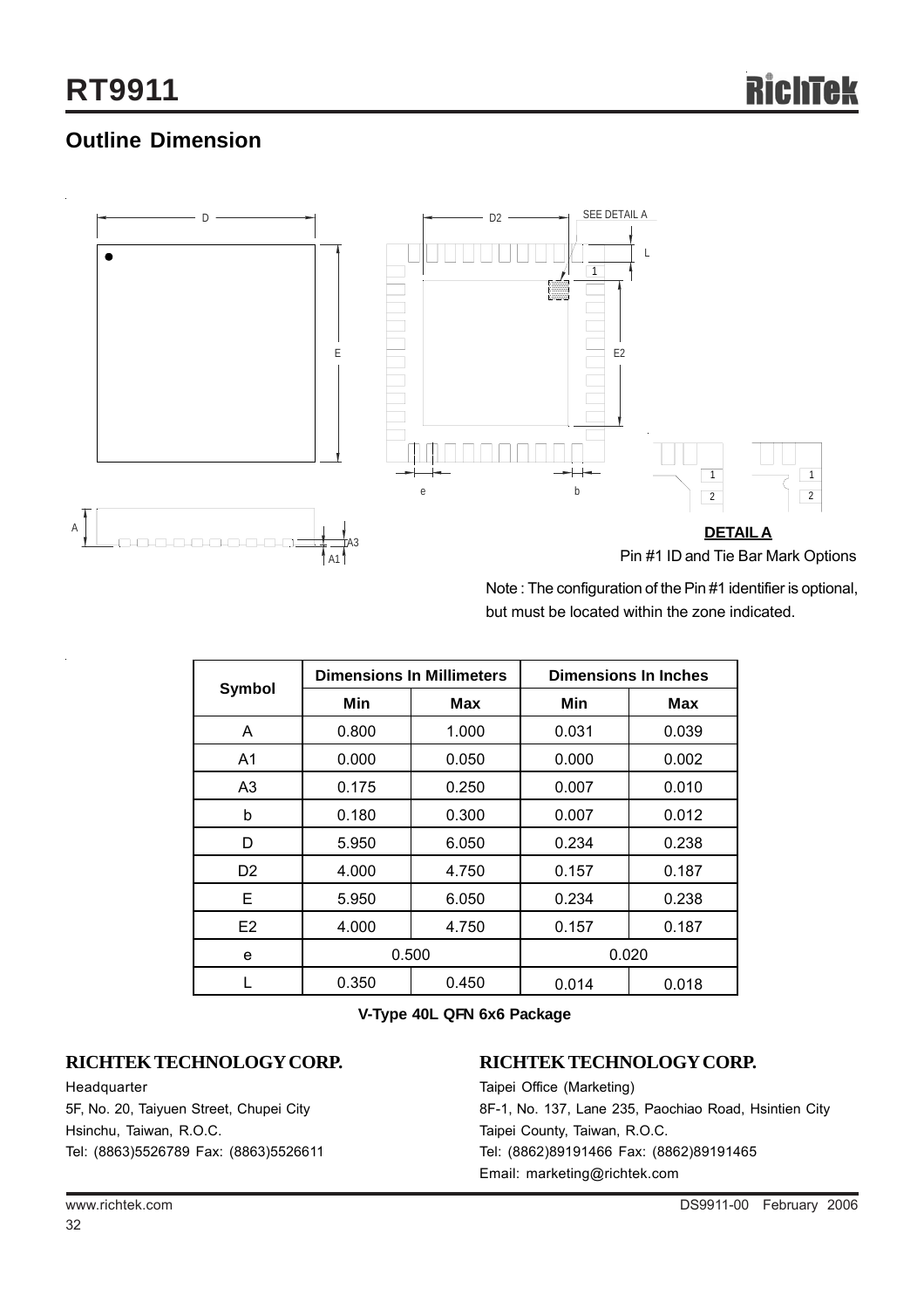## Outline Dimension

D

E

D2

SEE DETAIL A

L

1

E2

e

b

A

A3

A1

1

2

1

2

**DETAIL A**

Pin #1 ID and Tie Bar Mark Options

Note : The configuration of the Pin #1 identifier is optional, but must be located within the zone indicated.

| Symbol | Dimensions In Millimeters | | Dimensions In Inches | |
|---|---|---|---|---|
| | Min | Max | Min | Max |
| A | 0.800 | 1.000 | 0.031 | 0.039 |
| A1 | 0.000 | 0.050 | 0.000 | 0.002 |
| A3 | 0.175 | 0.250 | 0.007 | 0.010 |
| b | 0.180 | 0.300 | 0.007 | 0.012 |
| D | 5.950 | 6.050 | 0.234 | 0.238 |
| D2 | 4.000 | 4.750 | 0.157 | 0.187 |
| E | 5.950 | 6.050 | 0.234 | 0.238 |
| E2 | 4.000 | 4.750 | 0.157 | 0.187 |
| e | 0.500 | | 0.020 | |
| L | 0.350 | 0.450 | 0.014 | 0.018 |

**V-Type 40L QFN 6x6 Package**

**RICHTEK TECHNOLOGY CORP.**

Headquarter
5F, No. 20, Taiyuen Street, Chupei City
Hsinchu, Taiwan, R.O.C.
Tel: (8863)5526789 Fax: (8863)5526611

**RICHTEK TECHNOLOGY CORP.**

Taipei Office (Marketing)
8F-1, No. 137, Lane 235, Paochiao Road, Hsintien City
Taipei County, Taiwan, R.O.C.
Tel: (8862)89191466 Fax: (8862)89191465
Email: marketing@richtek.com